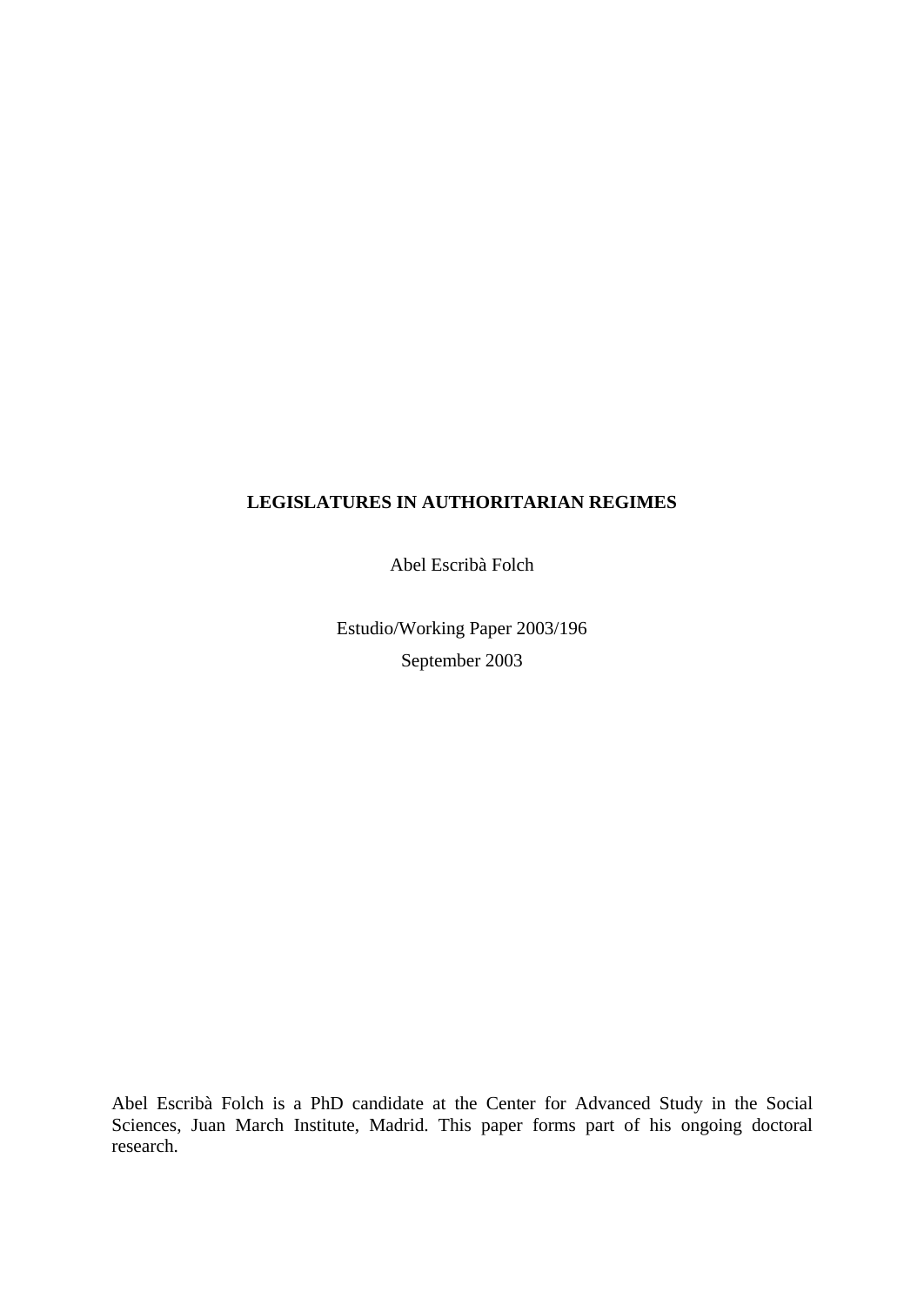# LEGISLATURES IN AUTHORITARIAN REGIMES

Abel Escribà Folch

Estudio/Working Paper 2003/196

September 2003

Abel Escribà Folch is a PhD candidate at the Center for Advanced Study in the Social Sciences, Juan March Institute, Madrid. This paper forms part of his ongoing doctoral research.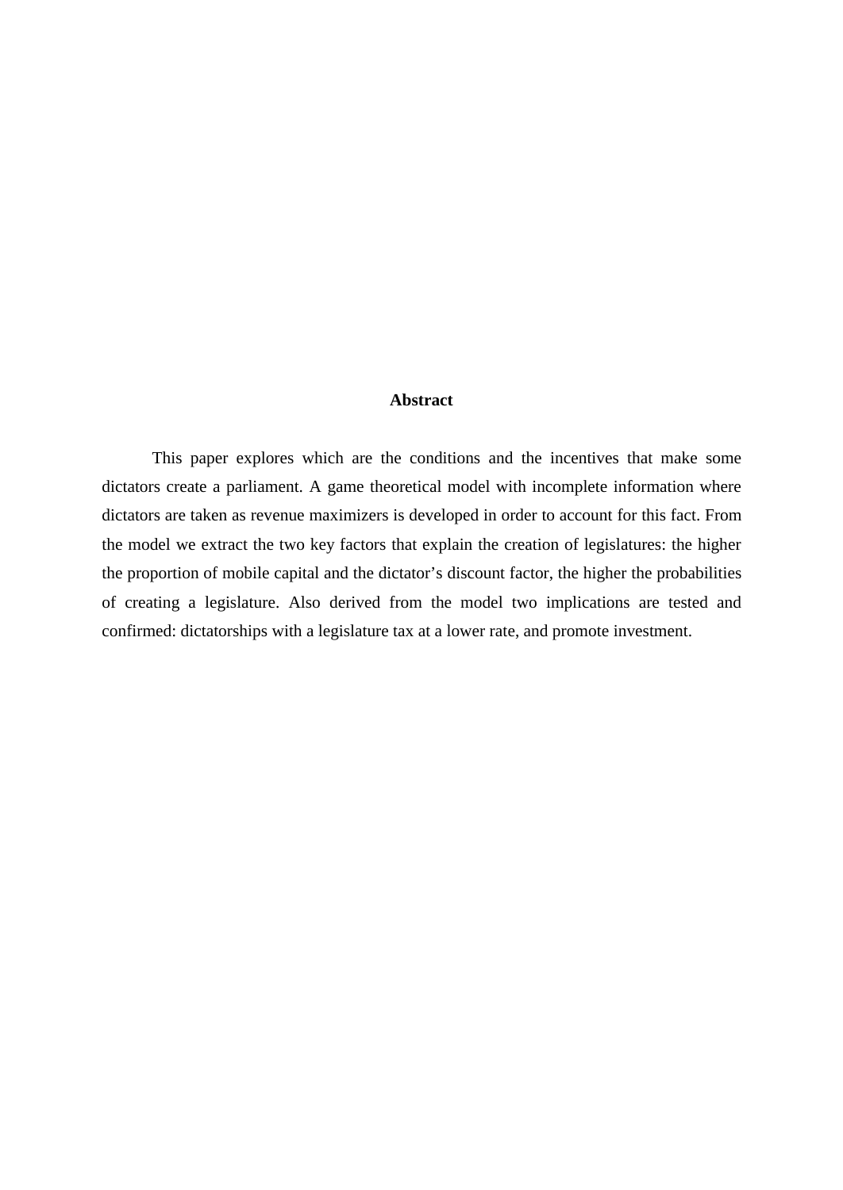## Abstract

This paper explores which are the conditions and the incentives that make some dictators create a parliament. A game theoretical model with incomplete information where dictators are taken as revenue maximizers is developed in order to account for this fact. From the model we extract the two key factors that explain the creation of legislatures: the higher the proportion of mobile capital and the dictator's discount factor, the higher the probabilities of creating a legislature. Also derived from the model two implications are tested and confirmed: dictatorships with a legislature tax at a lower rate, and promote investment.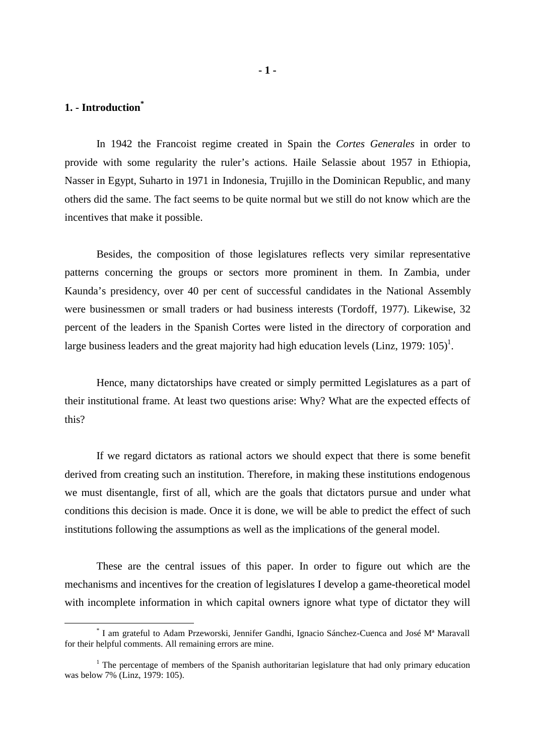## 1. - Introduction[*]

In 1942 the Francoist regime created in Spain the *Cortes Generales* in order to provide with some regularity the ruler's actions. Haile Selassie about 1957 in Ethiopia, Nasser in Egypt, Suharto in 1971 in Indonesia, Trujillo in the Dominican Republic, and many others did the same. The fact seems to be quite normal but we still do not know which are the incentives that make it possible.

Besides, the composition of those legislatures reflects very similar representative patterns concerning the groups or sectors more prominent in them. In Zambia, under Kaunda's presidency, over 40 per cent of successful candidates in the National Assembly were businessmen or small traders or had business interests (Tordoff, 1977). Likewise, 32 percent of the leaders in the Spanish Cortes were listed in the directory of corporation and large business leaders and the great majority had high education levels (Linz, 1979: 105)[1].

Hence, many dictatorships have created or simply permitted Legislatures as a part of their institutional frame. At least two questions arise: Why? What are the expected effects of this?

If we regard dictators as rational actors we should expect that there is some benefit derived from creating such an institution. Therefore, in making these institutions endogenous we must disentangle, first of all, which are the goals that dictators pursue and under what conditions this decision is made. Once it is done, we will be able to predict the effect of such institutions following the assumptions as well as the implications of the general model.

These are the central issues of this paper. In order to figure out which are the mechanisms and incentives for the creation of legislatures I develop a game-theoretical model with incomplete information in which capital owners ignore what type of dictator they will

---

[*] I am grateful to Adam Przeworski, Jennifer Gandhi, Ignacio Sánchez-Cuenca and José Mª Maravall for their helpful comments. All remaining errors are mine.

[1] The percentage of members of the Spanish authoritarian legislature that had only primary education was below 7% (Linz, 1979: 105).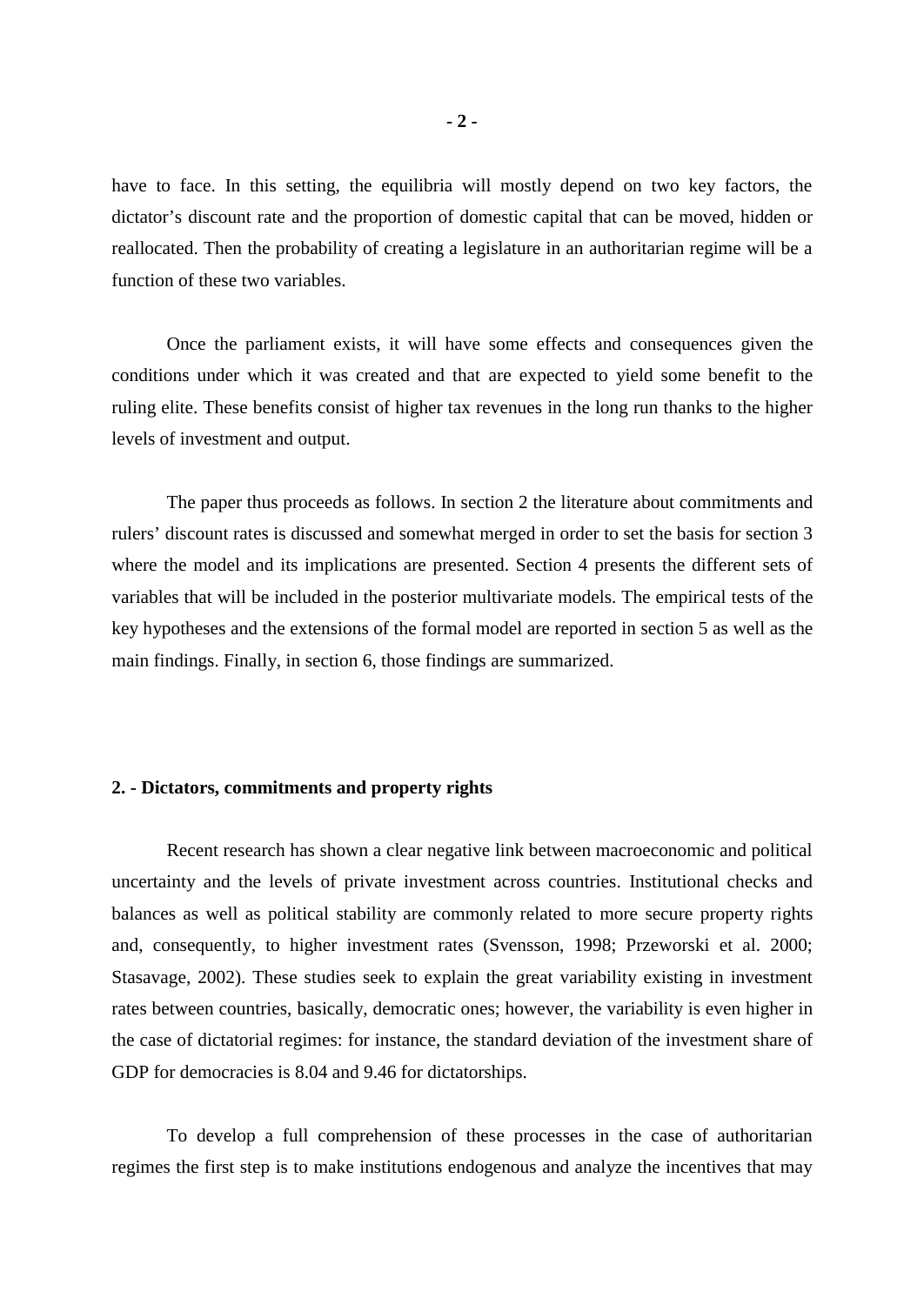have to face. In this setting, the equilibria will mostly depend on two key factors, the dictator's discount rate and the proportion of domestic capital that can be moved, hidden or reallocated. Then the probability of creating a legislature in an authoritarian regime will be a function of these two variables.

Once the parliament exists, it will have some effects and consequences given the conditions under which it was created and that are expected to yield some benefit to the ruling elite. These benefits consist of higher tax revenues in the long run thanks to the higher levels of investment and output.

The paper thus proceeds as follows. In section 2 the literature about commitments and rulers' discount rates is discussed and somewhat merged in order to set the basis for section 3 where the model and its implications are presented. Section 4 presents the different sets of variables that will be included in the posterior multivariate models. The empirical tests of the key hypotheses and the extensions of the formal model are reported in section 5 as well as the main findings. Finally, in section 6, those findings are summarized.

## 2. - Dictators, commitments and property rights

Recent research has shown a clear negative link between macroeconomic and political uncertainty and the levels of private investment across countries. Institutional checks and balances as well as political stability are commonly related to more secure property rights and, consequently, to higher investment rates (Svensson, 1998; Przeworski et al. 2000; Stasavage, 2002). These studies seek to explain the great variability existing in investment rates between countries, basically, democratic ones; however, the variability is even higher in the case of dictatorial regimes: for instance, the standard deviation of the investment share of GDP for democracies is 8.04 and 9.46 for dictatorships.

To develop a full comprehension of these processes in the case of authoritarian regimes the first step is to make institutions endogenous and analyze the incentives that may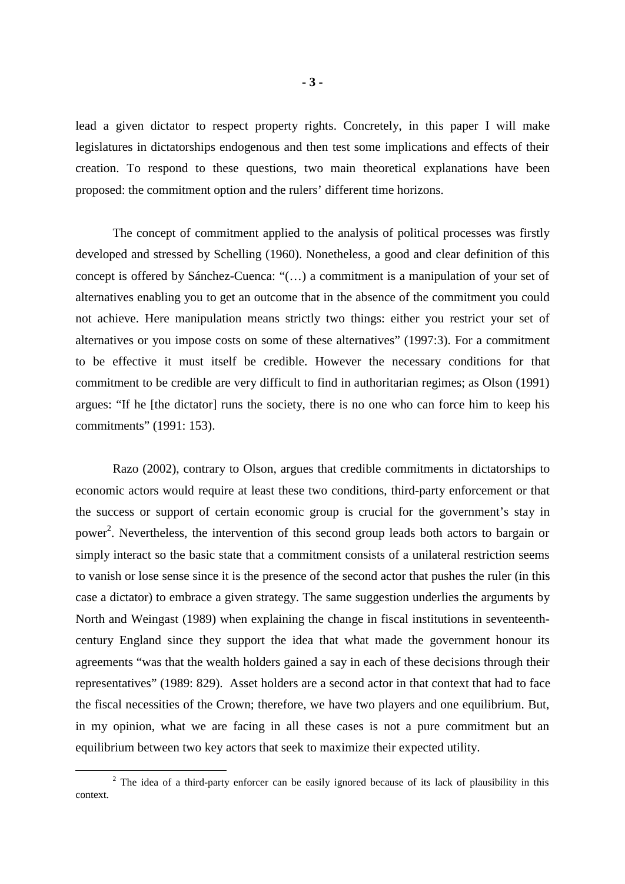lead a given dictator to respect property rights. Concretely, in this paper I will make legislatures in dictatorships endogenous and then test some implications and effects of their creation. To respond to these questions, two main theoretical explanations have been proposed: the commitment option and the rulers' different time horizons.

The concept of commitment applied to the analysis of political processes was firstly developed and stressed by Schelling (1960). Nonetheless, a good and clear definition of this concept is offered by Sánchez-Cuenca: "(…) a commitment is a manipulation of your set of alternatives enabling you to get an outcome that in the absence of the commitment you could not achieve. Here manipulation means strictly two things: either you restrict your set of alternatives or you impose costs on some of these alternatives" (1997:3). For a commitment to be effective it must itself be credible. However the necessary conditions for that commitment to be credible are very difficult to find in authoritarian regimes; as Olson (1991) argues: "If he [the dictator] runs the society, there is no one who can force him to keep his commitments" (1991: 153).

Razo (2002), contrary to Olson, argues that credible commitments in dictatorships to economic actors would require at least these two conditions, third-party enforcement or that the success or support of certain economic group is crucial for the government's stay in power[2]. Nevertheless, the intervention of this second group leads both actors to bargain or simply interact so the basic state that a commitment consists of a unilateral restriction seems to vanish or lose sense since it is the presence of the second actor that pushes the ruler (in this case a dictator) to embrace a given strategy. The same suggestion underlies the arguments by North and Weingast (1989) when explaining the change in fiscal institutions in seventeenth-century England since they support the idea that what made the government honour its agreements "was that the wealth holders gained a say in each of these decisions through their representatives" (1989: 829). Asset holders are a second actor in that context that had to face the fiscal necessities of the Crown; therefore, we have two players and one equilibrium. But, in my opinion, what we are facing in all these cases is not a pure commitment but an equilibrium between two key actors that seek to maximize their expected utility.

[2] The idea of a third-party enforcer can be easily ignored because of its lack of plausibility in this context.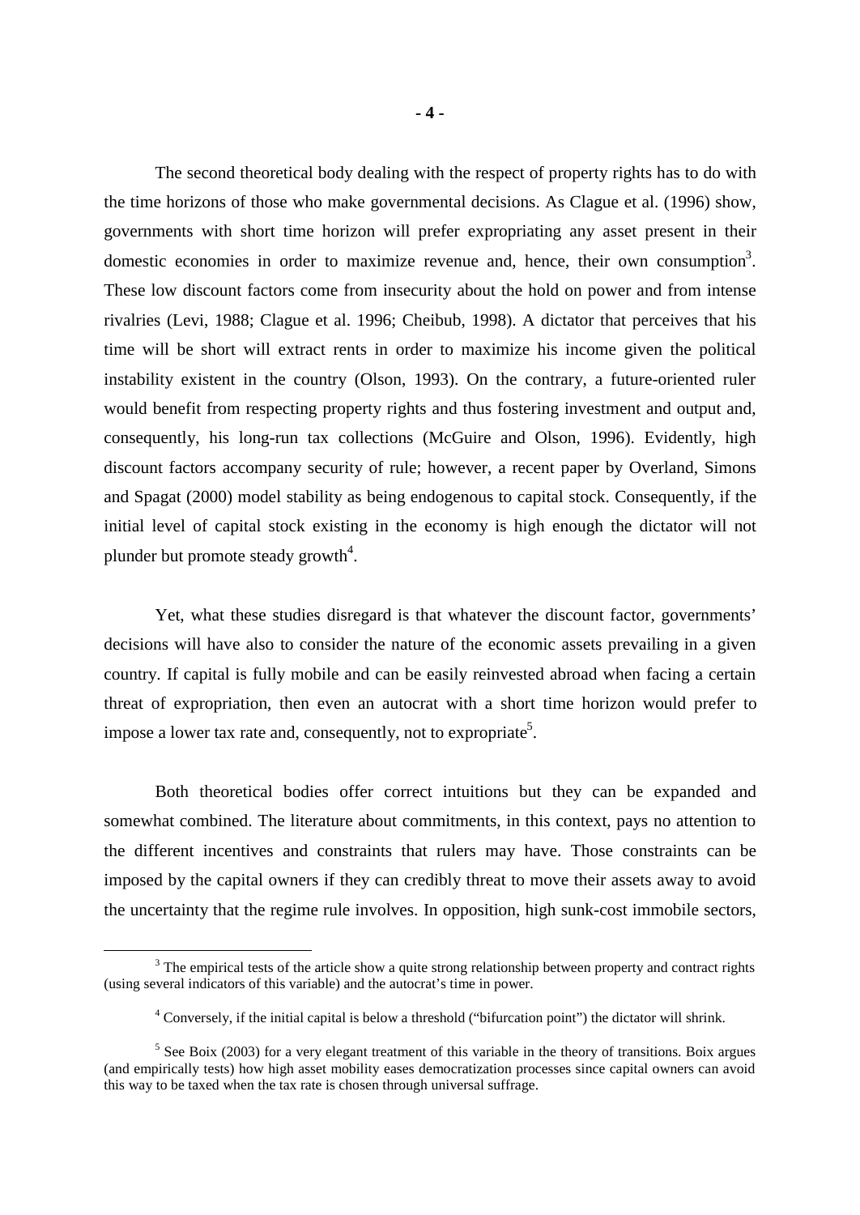The second theoretical body dealing with the respect of property rights has to do with the time horizons of those who make governmental decisions. As Clague et al. (1996) show, governments with short time horizon will prefer expropriating any asset present in their domestic economies in order to maximize revenue and, hence, their own consumption[3]. These low discount factors come from insecurity about the hold on power and from intense rivalries (Levi, 1988; Clague et al. 1996; Cheibub, 1998). A dictator that perceives that his time will be short will extract rents in order to maximize his income given the political instability existent in the country (Olson, 1993). On the contrary, a future-oriented ruler would benefit from respecting property rights and thus fostering investment and output and, consequently, his long-run tax collections (McGuire and Olson, 1996). Evidently, high discount factors accompany security of rule; however, a recent paper by Overland, Simons and Spagat (2000) model stability as being endogenous to capital stock. Consequently, if the initial level of capital stock existing in the economy is high enough the dictator will not plunder but promote steady growth[4].

Yet, what these studies disregard is that whatever the discount factor, governments' decisions will have also to consider the nature of the economic assets prevailing in a given country. If capital is fully mobile and can be easily reinvested abroad when facing a certain threat of expropriation, then even an autocrat with a short time horizon would prefer to impose a lower tax rate and, consequently, not to expropriate[5].

Both theoretical bodies offer correct intuitions but they can be expanded and somewhat combined. The literature about commitments, in this context, pays no attention to the different incentives and constraints that rulers may have. Those constraints can be imposed by the capital owners if they can credibly threat to move their assets away to avoid the uncertainty that the regime rule involves. In opposition, high sunk-cost immobile sectors,

[3] The empirical tests of the article show a quite strong relationship between property and contract rights (using several indicators of this variable) and the autocrat's time in power.

[4] Conversely, if the initial capital is below a threshold ("bifurcation point") the dictator will shrink.

[5] See Boix (2003) for a very elegant treatment of this variable in the theory of transitions. Boix argues (and empirically tests) how high asset mobility eases democratization processes since capital owners can avoid this way to be taxed when the tax rate is chosen through universal suffrage.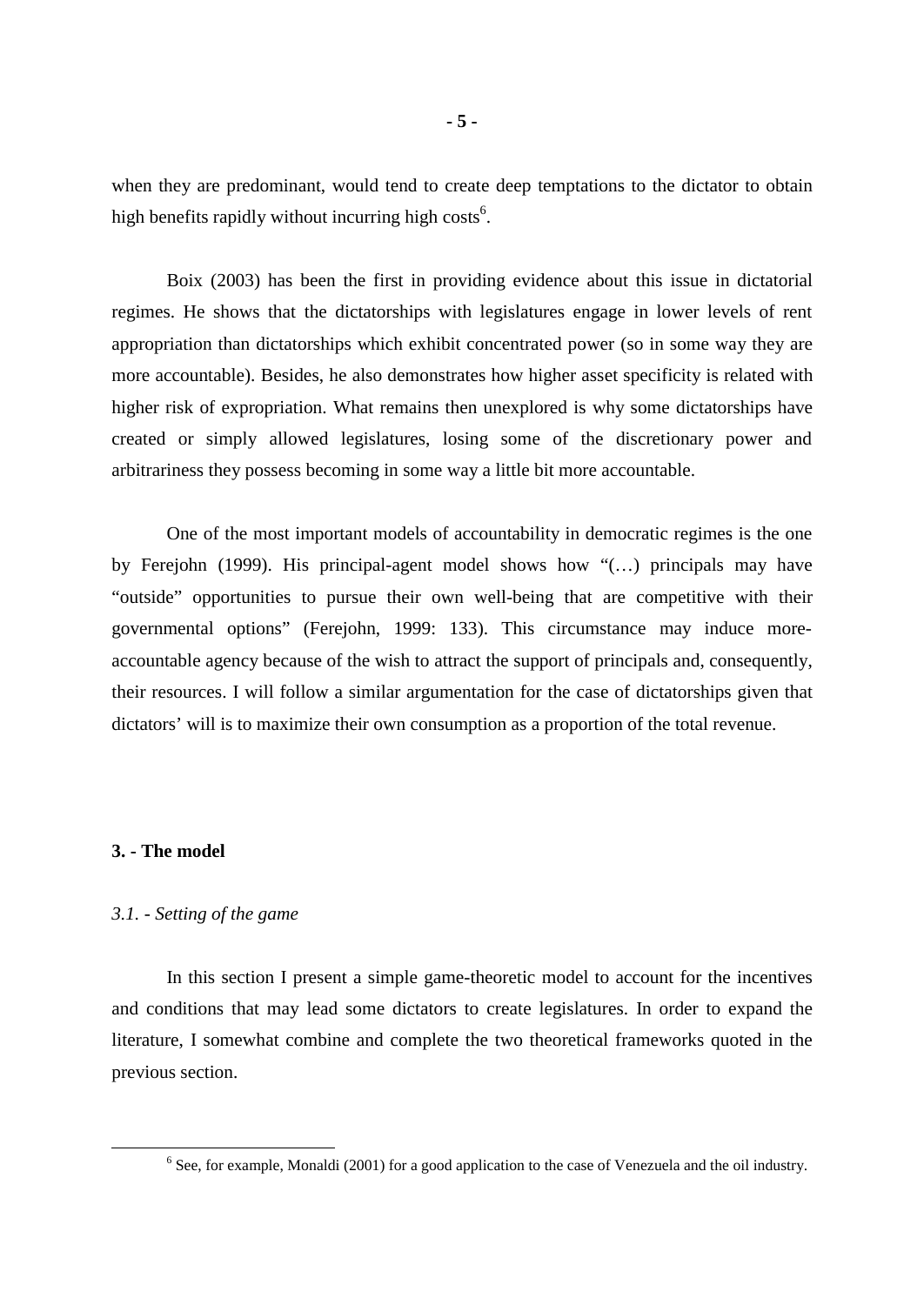when they are predominant, would tend to create deep temptations to the dictator to obtain high benefits rapidly without incurring high costs[6].

Boix (2003) has been the first in providing evidence about this issue in dictatorial regimes. He shows that the dictatorships with legislatures engage in lower levels of rent appropriation than dictatorships which exhibit concentrated power (so in some way they are more accountable). Besides, he also demonstrates how higher asset specificity is related with higher risk of expropriation. What remains then unexplored is why some dictatorships have created or simply allowed legislatures, losing some of the discretionary power and arbitrariness they possess becoming in some way a little bit more accountable.

One of the most important models of accountability in democratic regimes is the one by Ferejohn (1999). His principal-agent model shows how "(…) principals may have "outside" opportunities to pursue their own well-being that are competitive with their governmental options" (Ferejohn, 1999: 133). This circumstance may induce more-accountable agency because of the wish to attract the support of principals and, consequently, their resources. I will follow a similar argumentation for the case of dictatorships given that dictators' will is to maximize their own consumption as a proportion of the total revenue.

## 3. - The model

### *3.1. - Setting of the game*

In this section I present a simple game-theoretic model to account for the incentives and conditions that may lead some dictators to create legislatures. In order to expand the literature, I somewhat combine and complete the two theoretical frameworks quoted in the previous section.

---

[6] See, for example, Monaldi (2001) for a good application to the case of Venezuela and the oil industry.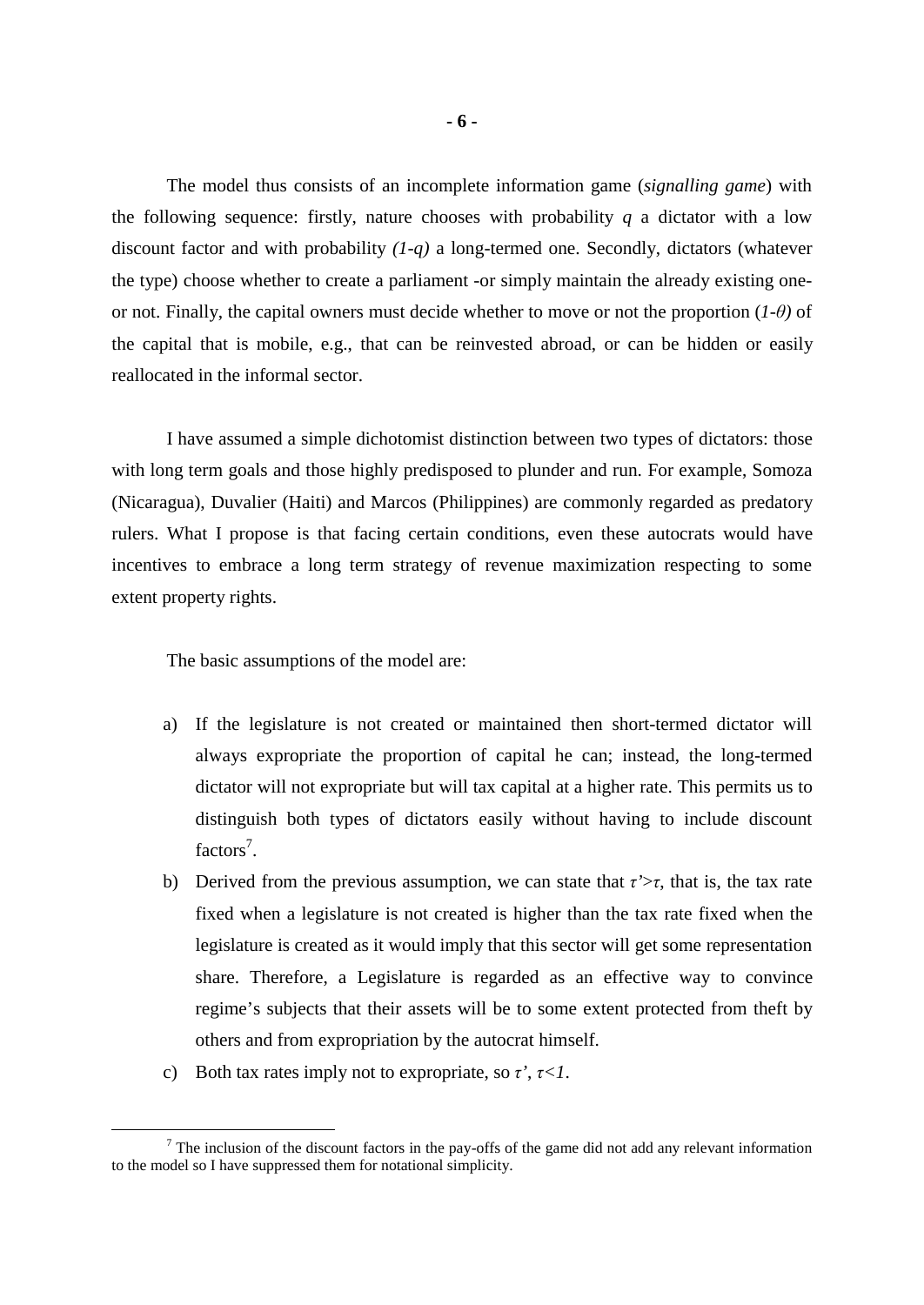The model thus consists of an incomplete information game (*signalling game*) with the following sequence: firstly, nature chooses with probability $q$ a dictator with a low discount factor and with probability $(1-q)$ a long-termed one. Secondly, dictators (whatever the type) choose whether to create a parliament -or simply maintain the already existing one- or not. Finally, the capital owners must decide whether to move or not the proportion $(1-\theta)$ of the capital that is mobile, e.g., that can be reinvested abroad, or can be hidden or easily reallocated in the informal sector.

I have assumed a simple dichotomist distinction between two types of dictators: those with long term goals and those highly predisposed to plunder and run. For example, Somoza (Nicaragua), Duvalier (Haiti) and Marcos (Philippines) are commonly regarded as predatory rulers. What I propose is that facing certain conditions, even these autocrats would have incentives to embrace a long term strategy of revenue maximization respecting to some extent property rights.

The basic assumptions of the model are:

a) If the legislature is not created or maintained then short-termed dictator will always expropriate the proportion of capital he can; instead, the long-termed dictator will not expropriate but will tax capital at a higher rate. This permits us to distinguish both types of dictators easily without having to include discount factors[7].

b) Derived from the previous assumption, we can state that $\tau' > \tau$, that is, the tax rate fixed when a legislature is not created is higher than the tax rate fixed when the legislature is created as it would imply that this sector will get some representation share. Therefore, a Legislature is regarded as an effective way to convince regime's subjects that their assets will be to some extent protected from theft by others and from expropriation by the autocrat himself.

c) Both tax rates imply not to expropriate, so $\tau'$, $\tau < 1$.

[7] The inclusion of the discount factors in the pay-offs of the game did not add any relevant information to the model so I have suppressed them for notational simplicity.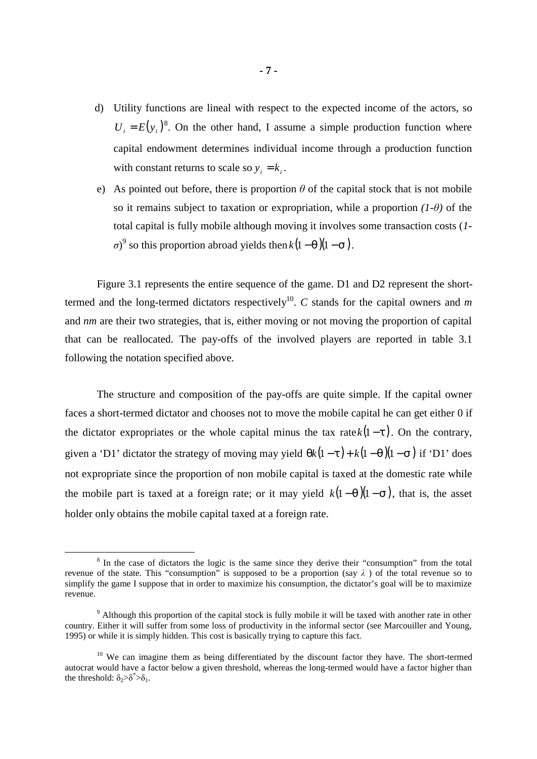d) Utility functions are lineal with respect to the expected income of the actors, so $U_i = E(y_i)$[8]. On the other hand, I assume a simple production function where capital endowment determines individual income through a production function with constant returns to scale so $y_i = k_i$.

e) As pointed out before, there is proportion $\theta$ of the capital stock that is not mobile so it remains subject to taxation or expropriation, while a proportion *(1-θ)* of the total capital is fully mobile although moving it involves some transaction costs (*1-σ*)[9] so this proportion abroad yields then $k(1-\theta)(1-\sigma)$.

Figure 3.1 represents the entire sequence of the game. D1 and D2 represent the short-termed and the long-termed dictators respectively[10]. *C* stands for the capital owners and *m* and *nm* are their two strategies, that is, either moving or not moving the proportion of capital that can be reallocated. The pay-offs of the involved players are reported in table 3.1 following the notation specified above.

The structure and composition of the pay-offs are quite simple. If the capital owner faces a short-termed dictator and chooses not to move the mobile capital he can get either 0 if the dictator expropriates or the whole capital minus the tax rate $k(1-\tau)$. On the contrary, given a 'D1' dictator the strategy of moving may yield $\theta k(1-\tau) + k(1-\theta)(1-\sigma)$ if 'D1' does not expropriate since the proportion of non mobile capital is taxed at the domestic rate while the mobile part is taxed at a foreign rate; or it may yield $k(1-\theta)(1-\sigma)$, that is, the asset holder only obtains the mobile capital taxed at a foreign rate.

[8] In the case of dictators the logic is the same since they derive their "consumption" from the total revenue of the state. This "consumption" is supposed to be a proportion (say $\lambda$ ) of the total revenue so to simplify the game I suppose that in order to maximize his consumption, the dictator's goal will be to maximize revenue.

[9] Although this proportion of the capital stock is fully mobile it will be taxed with another rate in other country. Either it will suffer from some loss of productivity in the informal sector (see Marcouiller and Young, 1995) or while it is simply hidden. This cost is basically trying to capture this fact.

[10] We can imagine them as being differentiated by the discount factor they have. The short-termed autocrat would have a factor below a given threshold, whereas the long-termed would have a factor higher than the threshold: $\delta_2 > \delta^* > \delta_1$.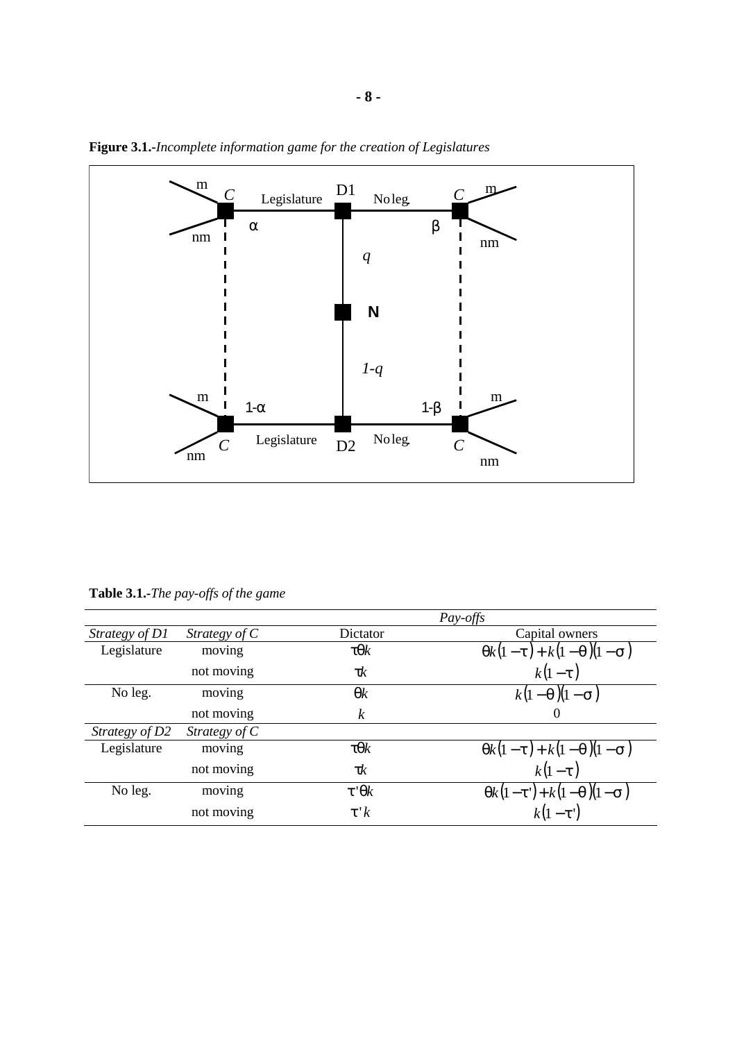**Figure 3.1.-***Incomplete information game for the creation of Legislatures*

m
C
Legislature
D1
No leg.
C
m
α
β
nm
nm
q
N
1-q
m
m
1-α
1-β
C
Legislature
D2
No leg.
C
nm
nm

**Table 3.1.-***The pay-offs of the game*

| | | *Pay-offs* | |
|---|---|---|---|
| *Strategy of D1* | *Strategy of C* | Dictator | Capital owners |
| Legislature | moving | $\tau\theta k$ | $\theta k(1-\tau)+k(1-\theta)(1-\sigma)$ |
| | not moving | $\tau k$ | $k(1-\tau)$ |
| No leg. | moving | $\theta k$ | $k(1-\theta)(1-\sigma)$ |
| | not moving | $k$ | $0$ |
| *Strategy of D2* | *Strategy of C* | | |
| Legislature | moving | $\tau\theta k$ | $\theta k(1-\tau)+k(1-\theta)(1-\sigma)$ |
| | not moving | $\tau k$ | $k(1-\tau)$ |
| No leg. | moving | $\tau'\theta k$ | $\theta k(1-\tau')+k(1-\theta)(1-\sigma)$ |
| | not moving | $\tau' k$ | $k(1-\tau')$ |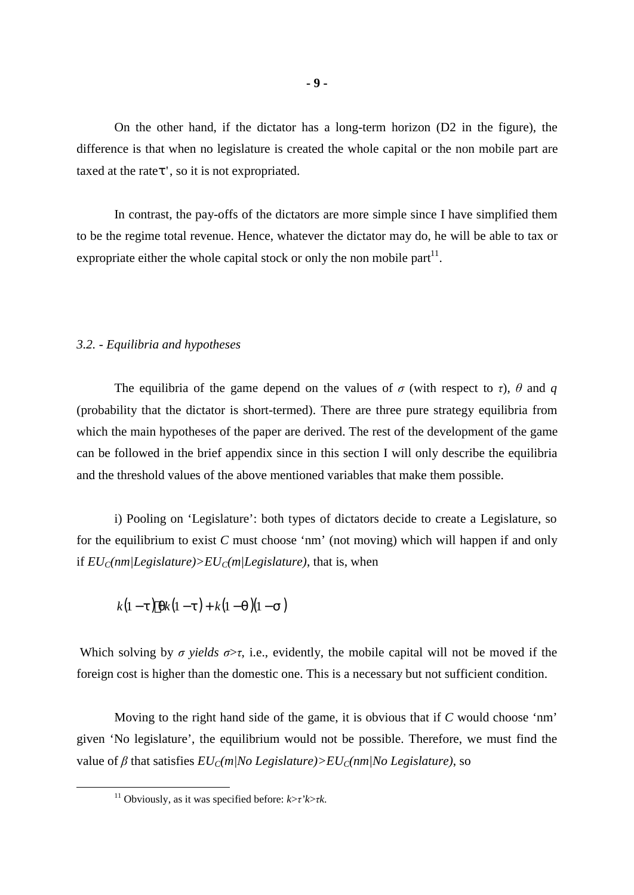On the other hand, if the dictator has a long-term horizon (D2 in the figure), the difference is that when no legislature is created the whole capital or the non mobile part are taxed at the rate $\tau'$, so it is not expropriated.

In contrast, the pay-offs of the dictators are more simple since I have simplified them to be the regime total revenue. Hence, whatever the dictator may do, he will be able to tax or expropriate either the whole capital stock or only the non mobile part[11].

*3.2. - Equilibria and hypotheses*

The equilibria of the game depend on the values of $\sigma$ (with respect to $\tau$), $\theta$ and $q$ (probability that the dictator is short-termed). There are three pure strategy equilibria from which the main hypotheses of the paper are derived. The rest of the development of the game can be followed in the brief appendix since in this section I will only describe the equilibria and the threshold values of the above mentioned variables that make them possible.

i) Pooling on 'Legislature': both types of dictators decide to create a Legislature, so for the equilibrium to exist *C* must choose 'nm' (not moving) which will happen if and only if $EU_C(nm|Legislature)>EU_C(m|Legislature)$, that is, when

$$k(1-\tau)\rangle \theta k(1-\tau)+k(1-\theta)(1-\sigma)$$

Which solving by $\sigma$ *yields* $\sigma>\tau$, i.e., evidently, the mobile capital will not be moved if the foreign cost is higher than the domestic one. This is a necessary but not sufficient condition.

Moving to the right hand side of the game, it is obvious that if *C* would choose 'nm' given 'No legislature', the equilibrium would not be possible. Therefore, we must find the value of $\beta$ that satisfies $EU_C(m|No\ Legislature)>EU_C(nm|No\ Legislature)$, so

[11] Obviously, as it was specified before: $k>\tau' k>\tau k$.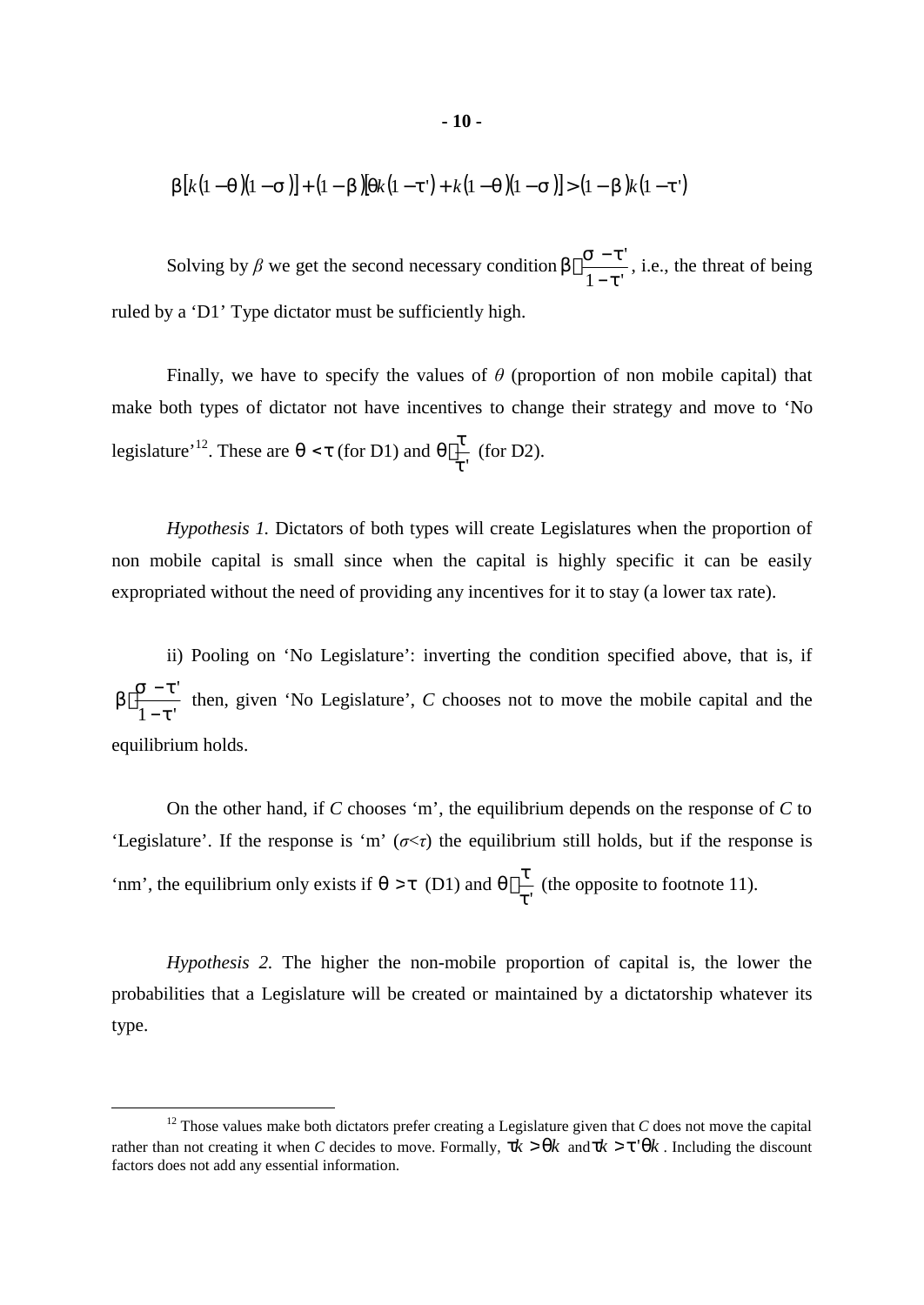$$\beta\left[k(1-\theta)(1-\sigma)\right]+(1-\beta)\left[\theta k(1-\tau')+k(1-\theta)(1-\sigma)\right]>(1-\beta)k(1-\tau')$$

Solving by $\beta$ we get the second necessary condition $\beta > \frac{\sigma-\tau'}{1-\tau'}$, i.e., the threat of being ruled by a 'D1' Type dictator must be sufficiently high.

Finally, we have to specify the values of $\theta$ (proportion of non mobile capital) that make both types of dictator not have incentives to change their strategy and move to 'No legislature'[12]. These are $\theta<\tau$ (for D1) and $\theta < \frac{\tau}{\tau'}$ (for D2).

*Hypothesis 1.* Dictators of both types will create Legislatures when the proportion of non mobile capital is small since when the capital is highly specific it can be easily expropriated without the need of providing any incentives for it to stay (a lower tax rate).

ii) Pooling on 'No Legislature': inverting the condition specified above, that is, if $\beta < \frac{\sigma-\tau'}{1-\tau'}$ then, given 'No Legislature', *C* chooses not to move the mobile capital and the equilibrium holds.

On the other hand, if *C* chooses 'm', the equilibrium depends on the response of *C* to 'Legislature'. If the response is 'm' ($\sigma<\tau$) the equilibrium still holds, but if the response is 'nm', the equilibrium only exists if $\theta>\tau$ (D1) and $\theta > \frac{\tau}{\tau'}$ (the opposite to footnote 11).

*Hypothesis 2.* The higher the non-mobile proportion of capital is, the lower the probabilities that a Legislature will be created or maintained by a dictatorship whatever its type.

---

[12] Those values make both dictators prefer creating a Legislature given that *C* does not move the capital rather than not creating it when *C* decides to move. Formally, $\tau k>\theta k$ and $\tau k>\tau'\theta k$. Including the discount factors does not add any essential information.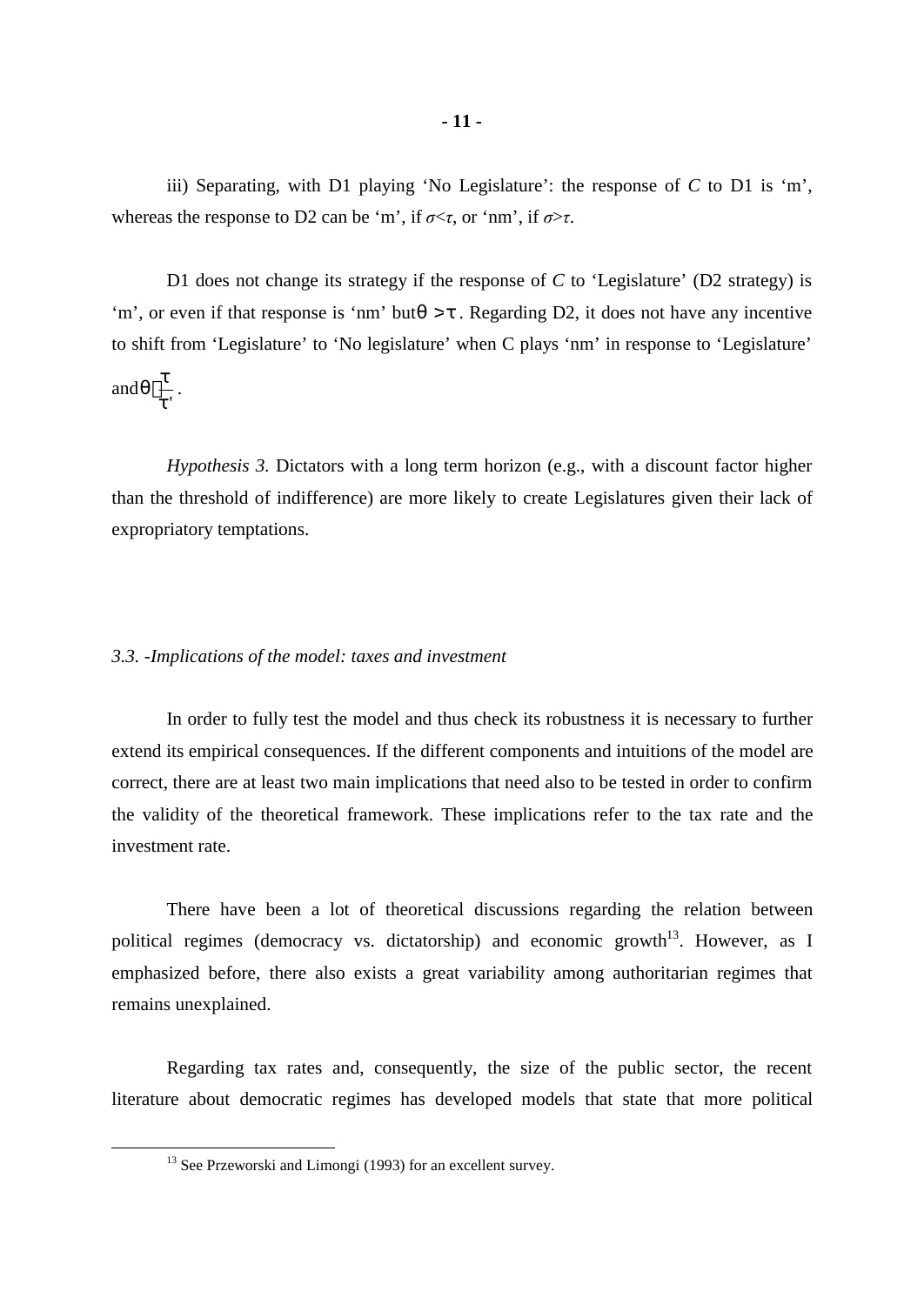iii) Separating, with D1 playing 'No Legislature': the response of *C* to D1 is 'm', whereas the response to D2 can be 'm', if $\sigma<\tau$, or 'nm', if $\sigma>\tau$.

D1 does not change its strategy if the response of *C* to 'Legislature' (D2 strategy) is 'm', or even if that response is 'nm' but $\theta > \tau$. Regarding D2, it does not have any incentive to shift from 'Legislature' to 'No legislature' when C plays 'nm' in response to 'Legislature' and $\theta \geq \frac{\tau}{\tau'}$.

*Hypothesis 3.* Dictators with a long term horizon (e.g., with a discount factor higher than the threshold of indifference) are more likely to create Legislatures given their lack of expropriatory temptations.

### *3.3. -Implications of the model: taxes and investment*

In order to fully test the model and thus check its robustness it is necessary to further extend its empirical consequences. If the different components and intuitions of the model are correct, there are at least two main implications that need also to be tested in order to confirm the validity of the theoretical framework. These implications refer to the tax rate and the investment rate.

There have been a lot of theoretical discussions regarding the relation between political regimes (democracy vs. dictatorship) and economic growth[13]. However, as I emphasized before, there also exists a great variability among authoritarian regimes that remains unexplained.

Regarding tax rates and, consequently, the size of the public sector, the recent literature about democratic regimes has developed models that state that more political

[13] See Przeworski and Limongi (1993) for an excellent survey.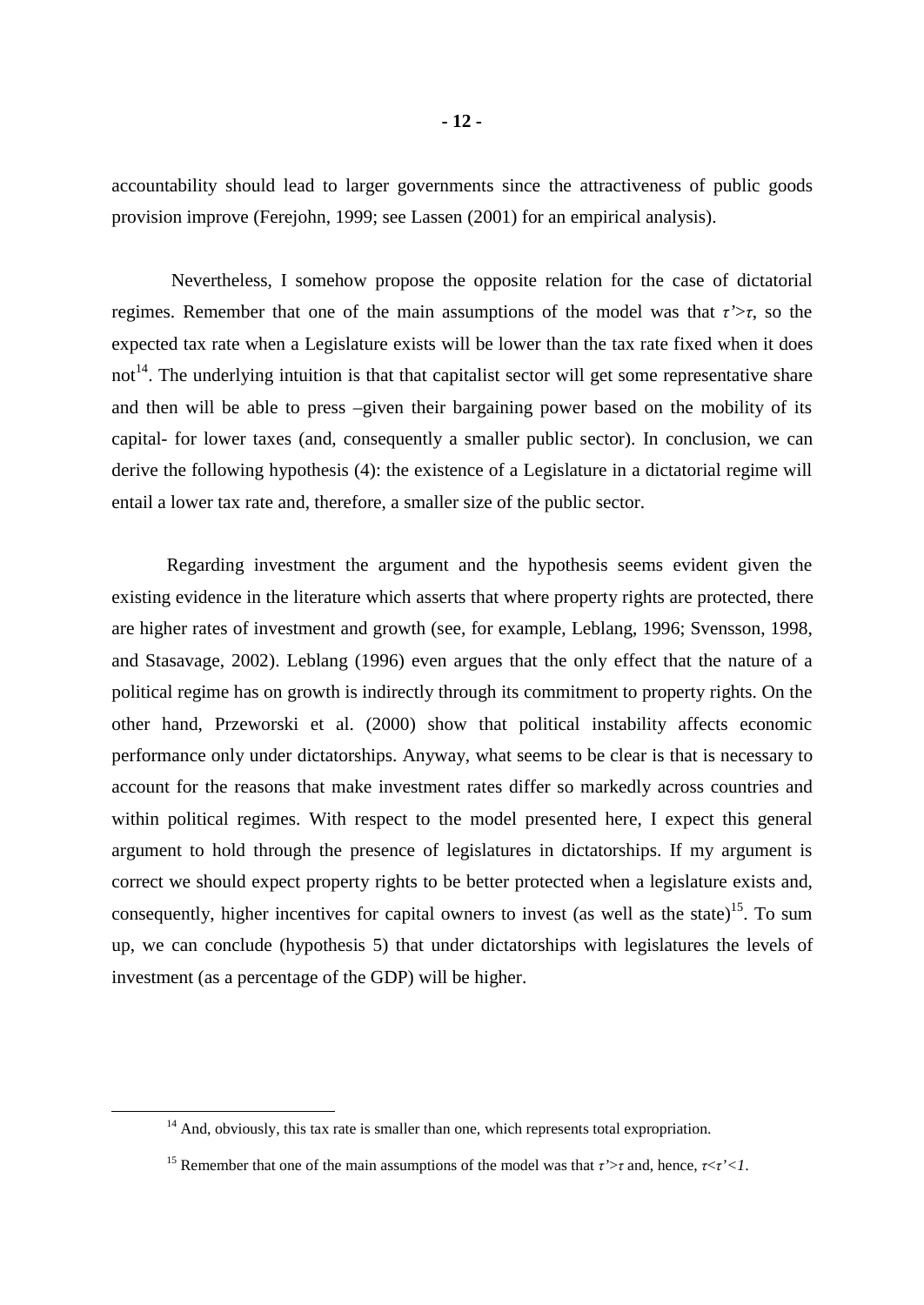accountability should lead to larger governments since the attractiveness of public goods provision improve (Ferejohn, 1999; see Lassen (2001) for an empirical analysis).

Nevertheless, I somehow propose the opposite relation for the case of dictatorial regimes. Remember that one of the main assumptions of the model was that $\tau' > \tau$, so the expected tax rate when a Legislature exists will be lower than the tax rate fixed when it does not[14]. The underlying intuition is that that capitalist sector will get some representative share and then will be able to press –given their bargaining power based on the mobility of its capital- for lower taxes (and, consequently a smaller public sector). In conclusion, we can derive the following hypothesis (4): the existence of a Legislature in a dictatorial regime will entail a lower tax rate and, therefore, a smaller size of the public sector.

Regarding investment the argument and the hypothesis seems evident given the existing evidence in the literature which asserts that where property rights are protected, there are higher rates of investment and growth (see, for example, Leblang, 1996; Svensson, 1998, and Stasavage, 2002). Leblang (1996) even argues that the only effect that the nature of a political regime has on growth is indirectly through its commitment to property rights. On the other hand, Przeworski et al. (2000) show that political instability affects economic performance only under dictatorships. Anyway, what seems to be clear is that is necessary to account for the reasons that make investment rates differ so markedly across countries and within political regimes. With respect to the model presented here, I expect this general argument to hold through the presence of legislatures in dictatorships. If my argument is correct we should expect property rights to be better protected when a legislature exists and, consequently, higher incentives for capital owners to invest (as well as the state)[15]. To sum up, we can conclude (hypothesis 5) that under dictatorships with legislatures the levels of investment (as a percentage of the GDP) will be higher.

---

[14] And, obviously, this tax rate is smaller than one, which represents total expropriation.

[15] Remember that one of the main assumptions of the model was that $\tau' > \tau$ and, hence, $\tau < \tau' < 1$.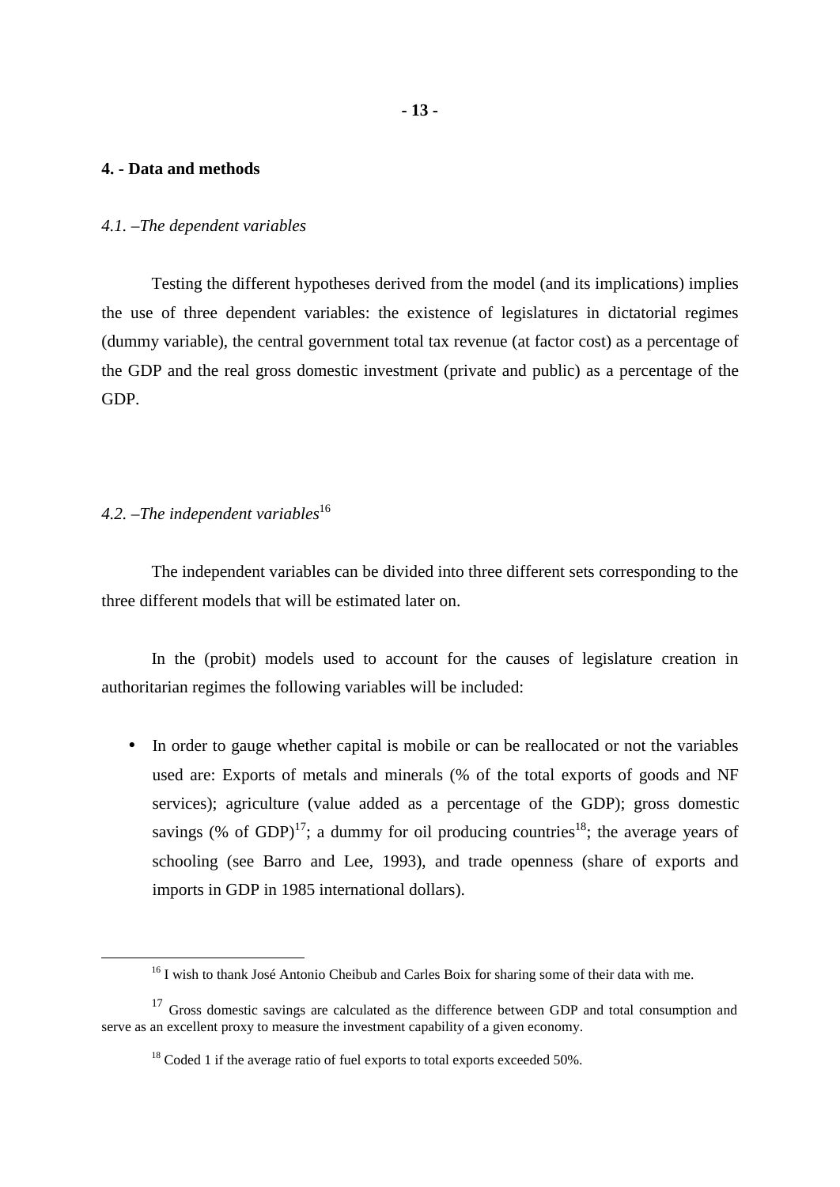## 4. - Data and methods

### *4.1. –The dependent variables*

Testing the different hypotheses derived from the model (and its implications) implies the use of three dependent variables: the existence of legislatures in dictatorial regimes (dummy variable), the central government total tax revenue (at factor cost) as a percentage of the GDP and the real gross domestic investment (private and public) as a percentage of the GDP.

### *4.2. –The independent variables*[16]

The independent variables can be divided into three different sets corresponding to the three different models that will be estimated later on.

In the (probit) models used to account for the causes of legislature creation in authoritarian regimes the following variables will be included:

- In order to gauge whether capital is mobile or can be reallocated or not the variables used are: Exports of metals and minerals (% of the total exports of goods and NF services); agriculture (value added as a percentage of the GDP); gross domestic savings (% of GDP)[17]; a dummy for oil producing countries[18]; the average years of schooling (see Barro and Lee, 1993), and trade openness (share of exports and imports in GDP in 1985 international dollars).

---

[16] I wish to thank José Antonio Cheibub and Carles Boix for sharing some of their data with me.

[17] Gross domestic savings are calculated as the difference between GDP and total consumption and serve as an excellent proxy to measure the investment capability of a given economy.

[18] Coded 1 if the average ratio of fuel exports to total exports exceeded 50%.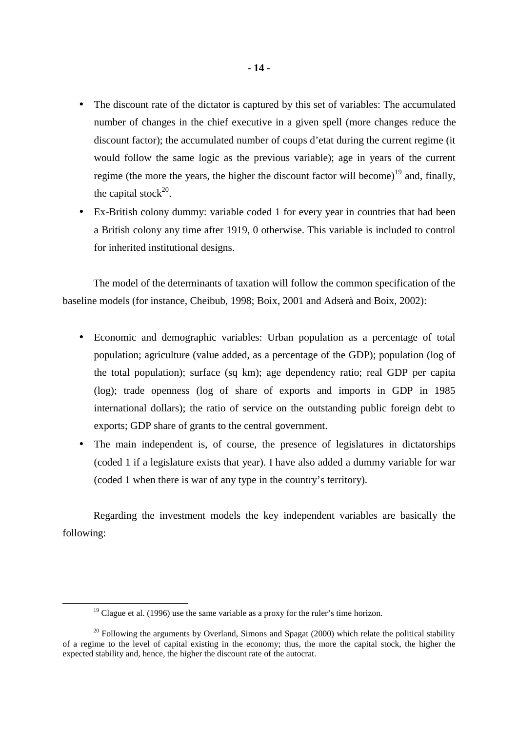- The discount rate of the dictator is captured by this set of variables: The accumulated number of changes in the chief executive in a given spell (more changes reduce the discount factor); the accumulated number of coups d'etat during the current regime (it would follow the same logic as the previous variable); age in years of the current regime (the more the years, the higher the discount factor will become)[19] and, finally, the capital stock[20].
- Ex-British colony dummy: variable coded 1 for every year in countries that had been a British colony any time after 1919, 0 otherwise. This variable is included to control for inherited institutional designs.

The model of the determinants of taxation will follow the common specification of the baseline models (for instance, Cheibub, 1998; Boix, 2001 and Adserà and Boix, 2002):

- Economic and demographic variables: Urban population as a percentage of total population; agriculture (value added, as a percentage of the GDP); population (log of the total population); surface (sq km); age dependency ratio; real GDP per capita (log); trade openness (log of share of exports and imports in GDP in 1985 international dollars); the ratio of service on the outstanding public foreign debt to exports; GDP share of grants to the central government.
- The main independent is, of course, the presence of legislatures in dictatorships (coded 1 if a legislature exists that year). I have also added a dummy variable for war (coded 1 when there is war of any type in the country's territory).

Regarding the investment models the key independent variables are basically the following:

[19] Clague et al. (1996) use the same variable as a proxy for the ruler's time horizon.

[20] Following the arguments by Overland, Simons and Spagat (2000) which relate the political stability of a regime to the level of capital existing in the economy; thus, the more the capital stock, the higher the expected stability and, hence, the higher the discount rate of the autocrat.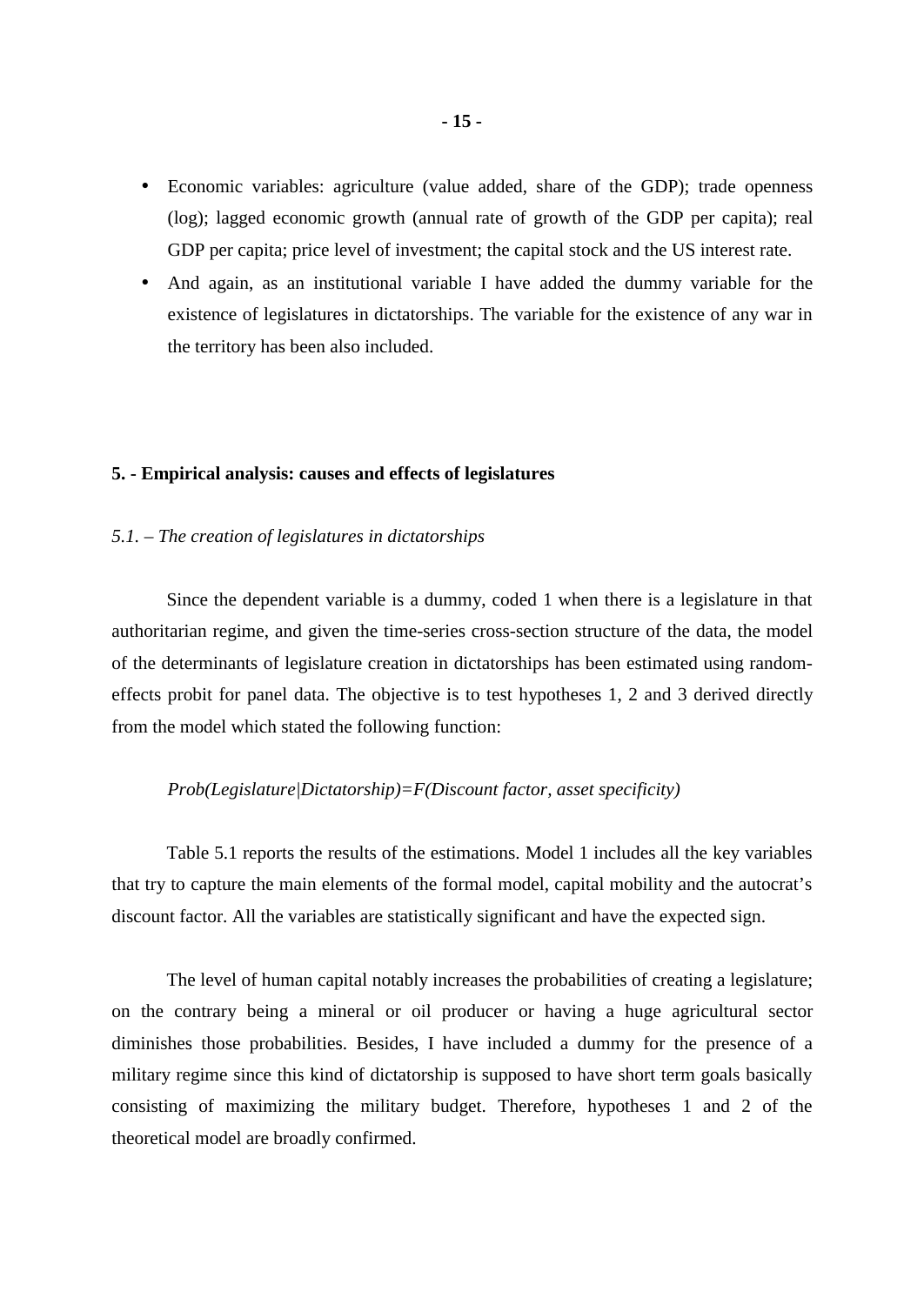- Economic variables: agriculture (value added, share of the GDP); trade openness (log); lagged economic growth (annual rate of growth of the GDP per capita); real GDP per capita; price level of investment; the capital stock and the US interest rate.
- And again, as an institutional variable I have added the dummy variable for the existence of legislatures in dictatorships. The variable for the existence of any war in the territory has been also included.

## 5. - Empirical analysis: causes and effects of legislatures

### *5.1. – The creation of legislatures in dictatorships*

Since the dependent variable is a dummy, coded 1 when there is a legislature in that authoritarian regime, and given the time-series cross-section structure of the data, the model of the determinants of legislature creation in dictatorships has been estimated using random-effects probit for panel data. The objective is to test hypotheses 1, 2 and 3 derived directly from the model which stated the following function:

*Prob(Legislature|Dictatorship)=F(Discount factor, asset specificity)*

Table 5.1 reports the results of the estimations. Model 1 includes all the key variables that try to capture the main elements of the formal model, capital mobility and the autocrat's discount factor. All the variables are statistically significant and have the expected sign.

The level of human capital notably increases the probabilities of creating a legislature; on the contrary being a mineral or oil producer or having a huge agricultural sector diminishes those probabilities. Besides, I have included a dummy for the presence of a military regime since this kind of dictatorship is supposed to have short term goals basically consisting of maximizing the military budget. Therefore, hypotheses 1 and 2 of the theoretical model are broadly confirmed.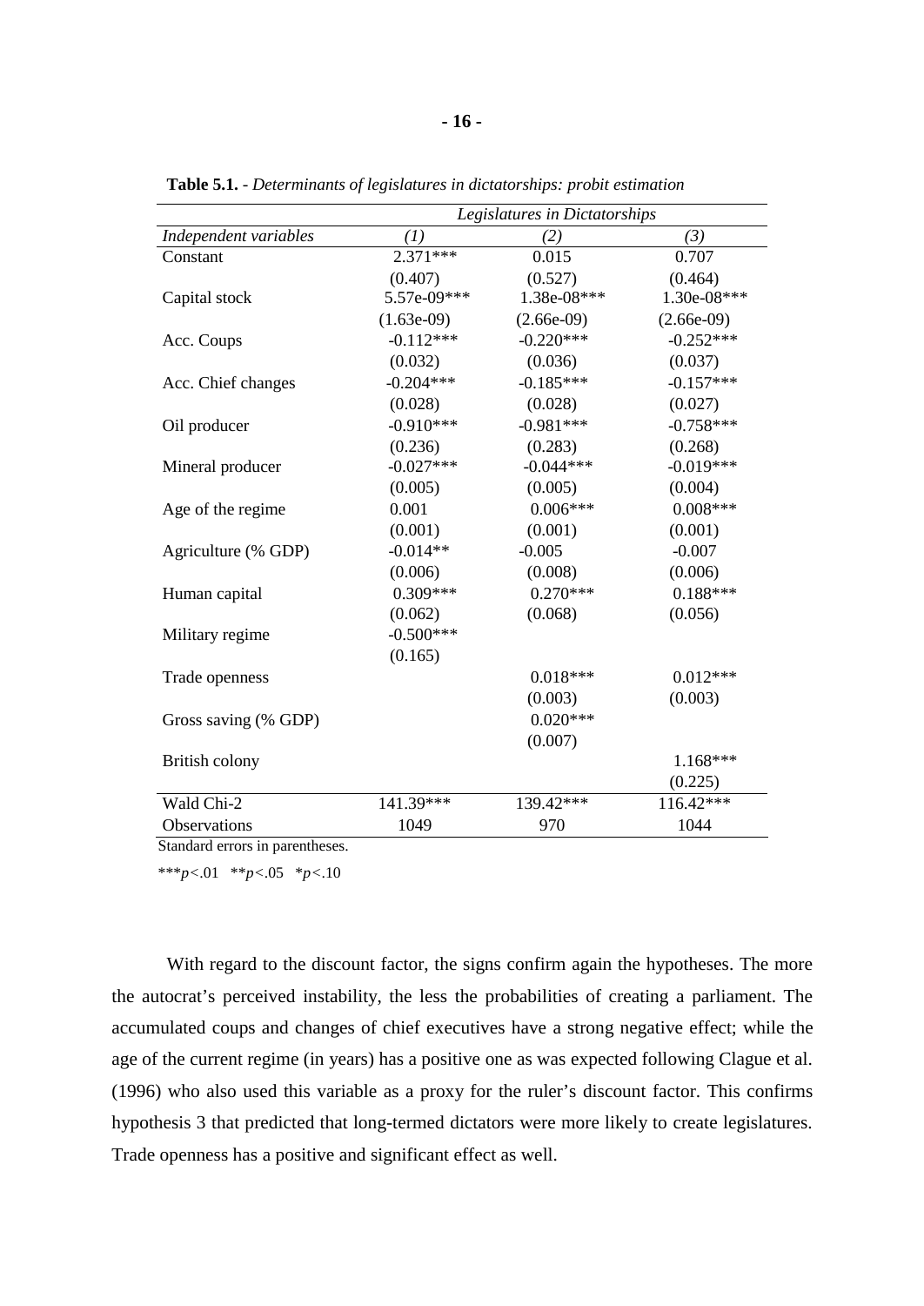**Table 5.1.** - *Determinants of legislatures in dictatorships: probit estimation*

| | *Legislatures in Dictatorships* | | |
|---|---|---|---|
| *Independent variables* | *(1)* | *(2)* | *(3)* |
| Constant | 2.371*** | 0.015 | 0.707 |
| | (0.407) | (0.527) | (0.464) |
| Capital stock | 5.57e-09*** | 1.38e-08*** | 1.30e-08*** |
| | (1.63e-09) | (2.66e-09) | (2.66e-09) |
| Acc. Coups | -0.112*** | -0.220*** | -0.252*** |
| | (0.032) | (0.036) | (0.037) |
| Acc. Chief changes | -0.204*** | -0.185*** | -0.157*** |
| | (0.028) | (0.028) | (0.027) |
| Oil producer | -0.910*** | -0.981*** | -0.758*** |
| | (0.236) | (0.283) | (0.268) |
| Mineral producer | -0.027*** | -0.044*** | -0.019*** |
| | (0.005) | (0.005) | (0.004) |
| Age of the regime | 0.001 | 0.006*** | 0.008*** |
| | (0.001) | (0.001) | (0.001) |
| Agriculture (% GDP) | -0.014** | -0.005 | -0.007 |
| | (0.006) | (0.008) | (0.006) |
| Human capital | 0.309*** | 0.270*** | 0.188*** |
| | (0.062) | (0.068) | (0.056) |
| Military regime | -0.500*** | | |
| | (0.165) | | |
| Trade openness | | 0.018*** | 0.012*** |
| | | (0.003) | (0.003) |
| Gross saving (% GDP) | | 0.020*** | |
| | | (0.007) | |
| British colony | | | 1.168*** |
| | | | (0.225) |
| Wald Chi-2 | 141.39*** | 139.42*** | 116.42*** |
| Observations | 1049 | 970 | 1044 |

Standard errors in parentheses.

***$p<.01$ **$p<.05$ *$p<.10$

With regard to the discount factor, the signs confirm again the hypotheses. The more the autocrat's perceived instability, the less the probabilities of creating a parliament. The accumulated coups and changes of chief executives have a strong negative effect; while the age of the current regime (in years) has a positive one as was expected following Clague et al. (1996) who also used this variable as a proxy for the ruler's discount factor. This confirms hypothesis 3 that predicted that long-termed dictators were more likely to create legislatures. Trade openness has a positive and significant effect as well.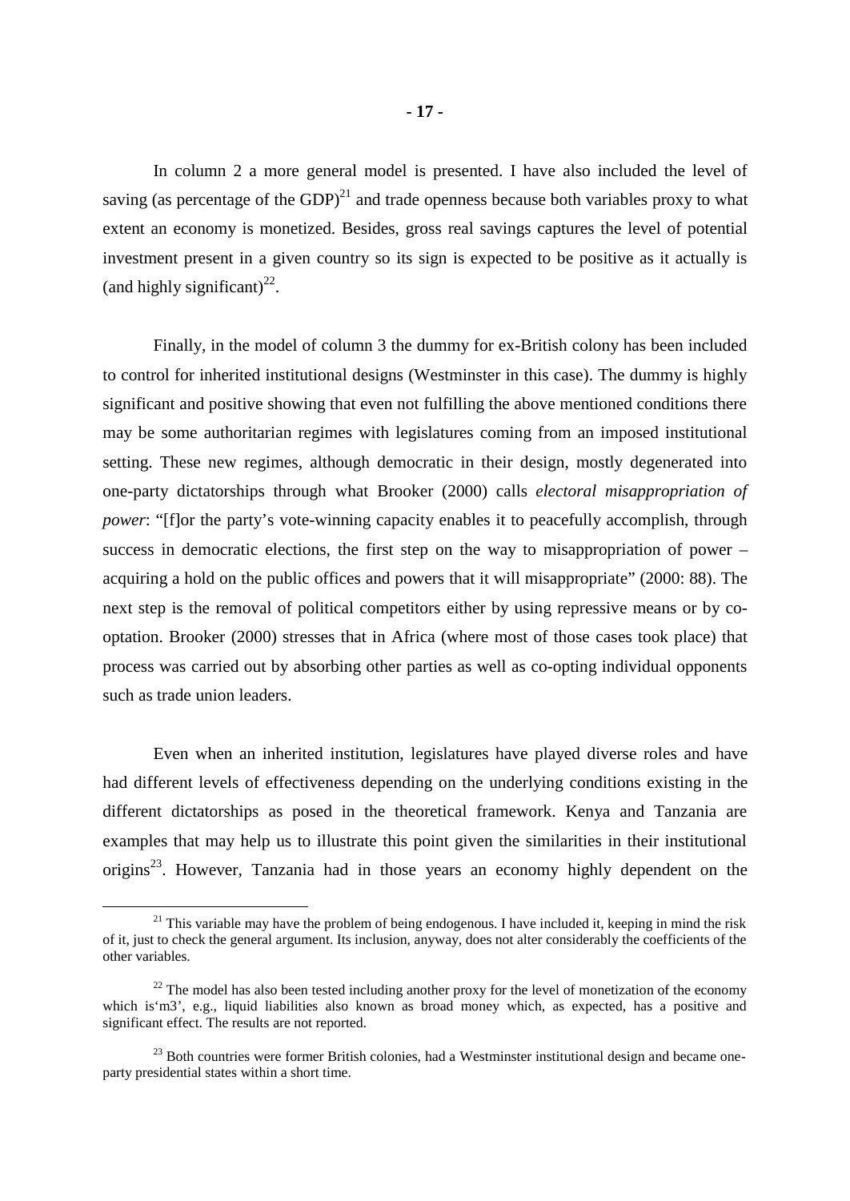In column 2 a more general model is presented. I have also included the level of saving (as percentage of the GDP)[21] and trade openness because both variables proxy to what extent an economy is monetized. Besides, gross real savings captures the level of potential investment present in a given country so its sign is expected to be positive as it actually is (and highly significant)[22].

Finally, in the model of column 3 the dummy for ex-British colony has been included to control for inherited institutional designs (Westminster in this case). The dummy is highly significant and positive showing that even not fulfilling the above mentioned conditions there may be some authoritarian regimes with legislatures coming from an imposed institutional setting. These new regimes, although democratic in their design, mostly degenerated into one-party dictatorships through what Brooker (2000) calls *electoral misappropriation of power*: "[f]or the party's vote-winning capacity enables it to peacefully accomplish, through success in democratic elections, the first step on the way to misappropriation of power – acquiring a hold on the public offices and powers that it will misappropriate" (2000: 88). The next step is the removal of political competitors either by using repressive means or by co-optation. Brooker (2000) stresses that in Africa (where most of those cases took place) that process was carried out by absorbing other parties as well as co-opting individual opponents such as trade union leaders.

Even when an inherited institution, legislatures have played diverse roles and have had different levels of effectiveness depending on the underlying conditions existing in the different dictatorships as posed in the theoretical framework. Kenya and Tanzania are examples that may help us to illustrate this point given the similarities in their institutional origins[23]. However, Tanzania had in those years an economy highly dependent on the

---

[21] This variable may have the problem of being endogenous. I have included it, keeping in mind the risk of it, just to check the general argument. Its inclusion, anyway, does not alter considerably the coefficients of the other variables.

[22] The model has also been tested including another proxy for the level of monetization of the economy which is'm3', e.g., liquid liabilities also known as broad money which, as expected, has a positive and significant effect. The results are not reported.

[23] Both countries were former British colonies, had a Westminster institutional design and became one-party presidential states within a short time.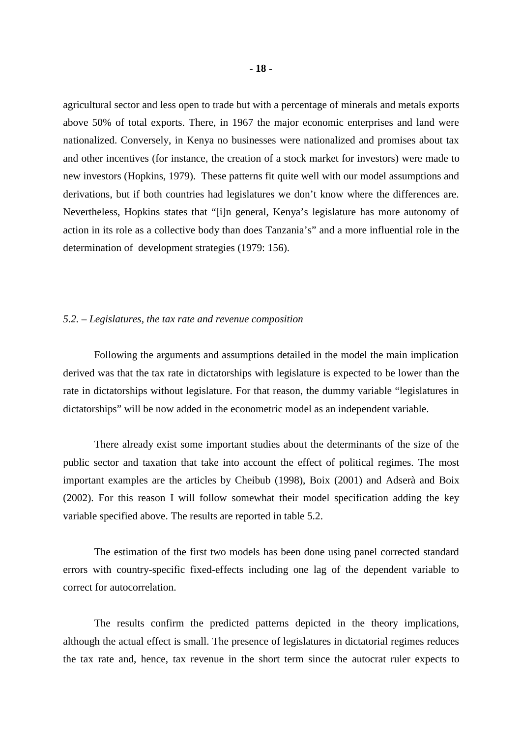agricultural sector and less open to trade but with a percentage of minerals and metals exports above 50% of total exports. There, in 1967 the major economic enterprises and land were nationalized. Conversely, in Kenya no businesses were nationalized and promises about tax and other incentives (for instance, the creation of a stock market for investors) were made to new investors (Hopkins, 1979). These patterns fit quite well with our model assumptions and derivations, but if both countries had legislatures we don't know where the differences are. Nevertheless, Hopkins states that "[i]n general, Kenya's legislature has more autonomy of action in its role as a collective body than does Tanzania's" and a more influential role in the determination of development strategies (1979: 156).

### *5.2. – Legislatures, the tax rate and revenue composition*

Following the arguments and assumptions detailed in the model the main implication derived was that the tax rate in dictatorships with legislature is expected to be lower than the rate in dictatorships without legislature. For that reason, the dummy variable "legislatures in dictatorships" will be now added in the econometric model as an independent variable.

There already exist some important studies about the determinants of the size of the public sector and taxation that take into account the effect of political regimes. The most important examples are the articles by Cheibub (1998), Boix (2001) and Adserà and Boix (2002). For this reason I will follow somewhat their model specification adding the key variable specified above. The results are reported in table 5.2.

The estimation of the first two models has been done using panel corrected standard errors with country-specific fixed-effects including one lag of the dependent variable to correct for autocorrelation.

The results confirm the predicted patterns depicted in the theory implications, although the actual effect is small. The presence of legislatures in dictatorial regimes reduces the tax rate and, hence, tax revenue in the short term since the autocrat ruler expects to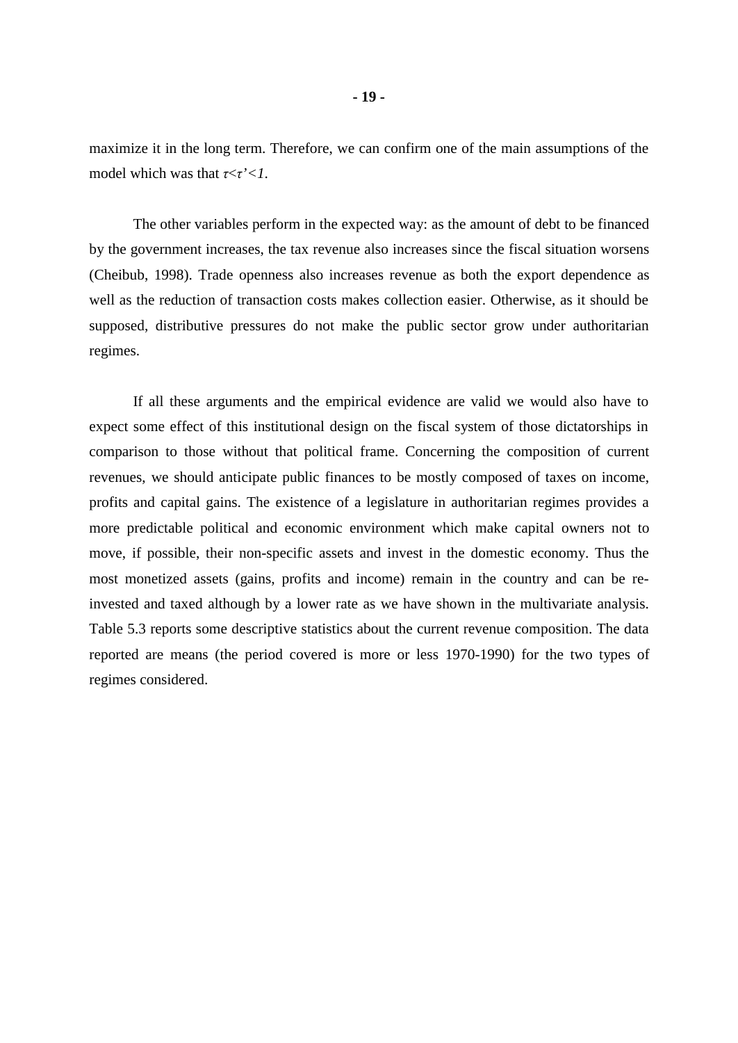maximize it in the long term. Therefore, we can confirm one of the main assumptions of the model which was that $\tau<\tau'<1$.

The other variables perform in the expected way: as the amount of debt to be financed by the government increases, the tax revenue also increases since the fiscal situation worsens (Cheibub, 1998). Trade openness also increases revenue as both the export dependence as well as the reduction of transaction costs makes collection easier. Otherwise, as it should be supposed, distributive pressures do not make the public sector grow under authoritarian regimes.

If all these arguments and the empirical evidence are valid we would also have to expect some effect of this institutional design on the fiscal system of those dictatorships in comparison to those without that political frame. Concerning the composition of current revenues, we should anticipate public finances to be mostly composed of taxes on income, profits and capital gains. The existence of a legislature in authoritarian regimes provides a more predictable political and economic environment which make capital owners not to move, if possible, their non-specific assets and invest in the domestic economy. Thus the most monetized assets (gains, profits and income) remain in the country and can be re-invested and taxed although by a lower rate as we have shown in the multivariate analysis. Table 5.3 reports some descriptive statistics about the current revenue composition. The data reported are means (the period covered is more or less 1970-1990) for the two types of regimes considered.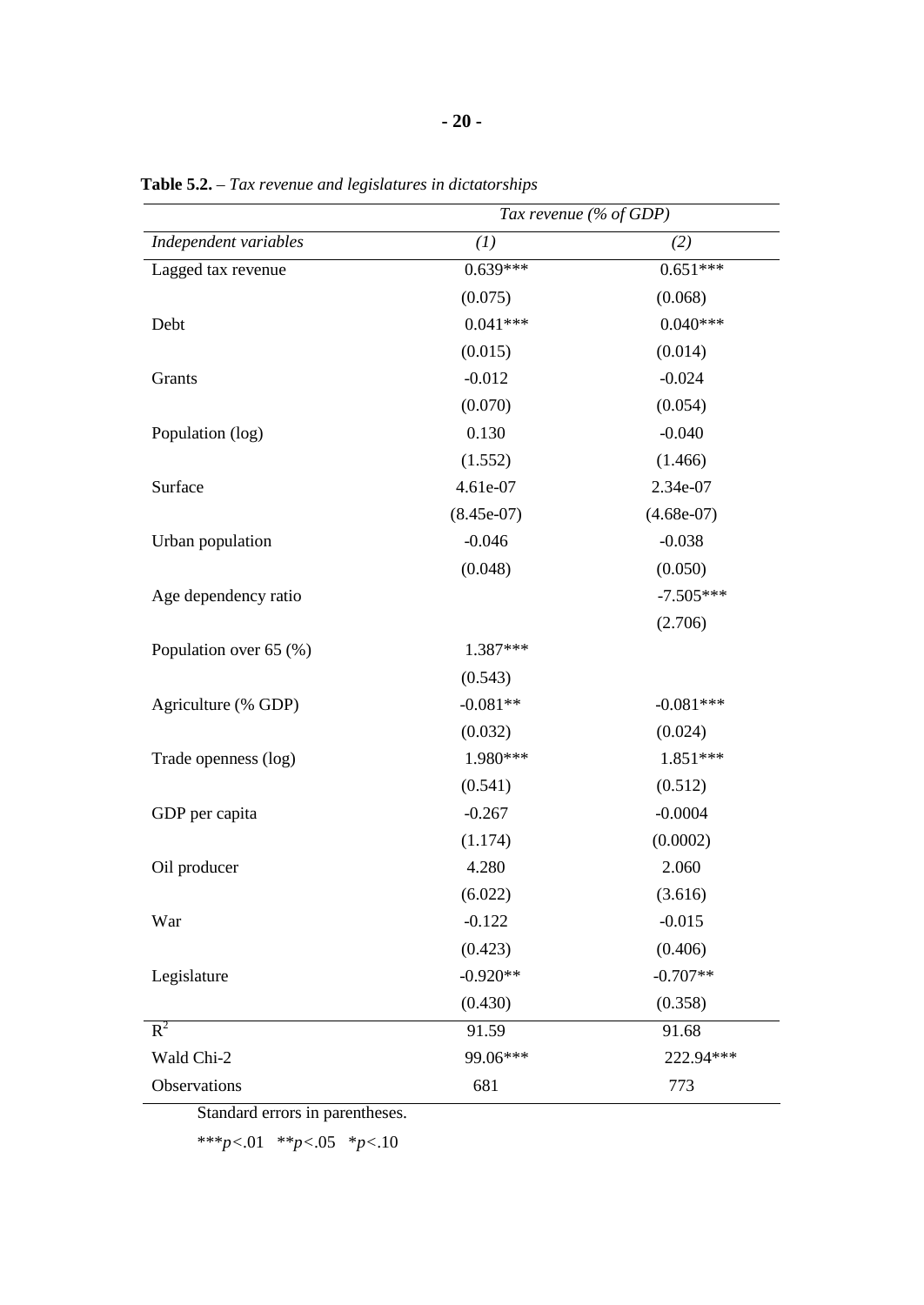**Table 5.2.** – *Tax revenue and legislatures in dictatorships*

| | *Tax revenue (% of GDP)* | |
|---|---|---|
| *Independent variables* | *(1)* | *(2)* |
| Lagged tax revenue | 0.639*** | 0.651*** |
| | (0.075) | (0.068) |
| Debt | 0.041*** | 0.040*** |
| | (0.015) | (0.014) |
| Grants | -0.012 | -0.024 |
| | (0.070) | (0.054) |
| Population (log) | 0.130 | -0.040 |
| | (1.552) | (1.466) |
| Surface | 4.61e-07 | 2.34e-07 |
| | (8.45e-07) | (4.68e-07) |
| Urban population | -0.046 | -0.038 |
| | (0.048) | (0.050) |
| Age dependency ratio | | -7.505*** |
| | | (2.706) |
| Population over 65 (%) | 1.387*** | |
| | (0.543) | |
| Agriculture (% GDP) | -0.081** | -0.081*** |
| | (0.032) | (0.024) |
| Trade openness (log) | 1.980*** | 1.851*** |
| | (0.541) | (0.512) |
| GDP per capita | -0.267 | -0.0004 |
| | (1.174) | (0.0002) |
| Oil producer | 4.280 | 2.060 |
| | (6.022) | (3.616) |
| War | -0.122 | -0.015 |
| | (0.423) | (0.406) |
| Legislature | -0.920** | -0.707** |
| | (0.430) | (0.358) |
| $R^2$ | 91.59 | 91.68 |
| Wald Chi-2 | 99.06*** | 222.94*** |
| Observations | 681 | 773 |

Standard errors in parentheses.

***$p<.01$ **$p<.05$ *$p<.10$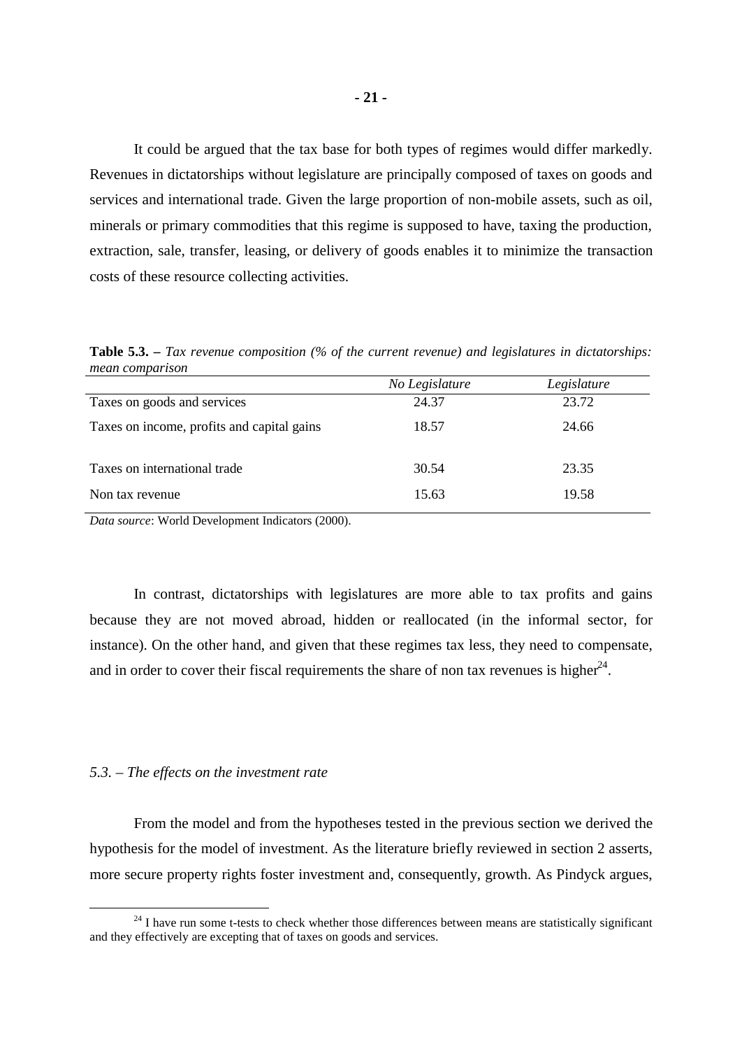It could be argued that the tax base for both types of regimes would differ markedly. Revenues in dictatorships without legislature are principally composed of taxes on goods and services and international trade. Given the large proportion of non-mobile assets, such as oil, minerals or primary commodities that this regime is supposed to have, taxing the production, extraction, sale, transfer, leasing, or delivery of goods enables it to minimize the transaction costs of these resource collecting activities.

**Table 5.3. –** *Tax revenue composition (% of the current revenue) and legislatures in dictatorships: mean comparison*

| | *No Legislature* | *Legislature* |
|---|---|---|
| Taxes on goods and services | 24.37 | 23.72 |
| Taxes on income, profits and capital gains | 18.57 | 24.66 |
| Taxes on international trade | 30.54 | 23.35 |
| Non tax revenue | 15.63 | 19.58 |

*Data source*: World Development Indicators (2000).

In contrast, dictatorships with legislatures are more able to tax profits and gains because they are not moved abroad, hidden or reallocated (in the informal sector, for instance). On the other hand, and given that these regimes tax less, they need to compensate, and in order to cover their fiscal requirements the share of non tax revenues is higher[24].

*5.3. – The effects on the investment rate*

From the model and from the hypotheses tested in the previous section we derived the hypothesis for the model of investment. As the literature briefly reviewed in section 2 asserts, more secure property rights foster investment and, consequently, growth. As Pindyck argues,

[24] I have run some t-tests to check whether those differences between means are statistically significant and they effectively are excepting that of taxes on goods and services.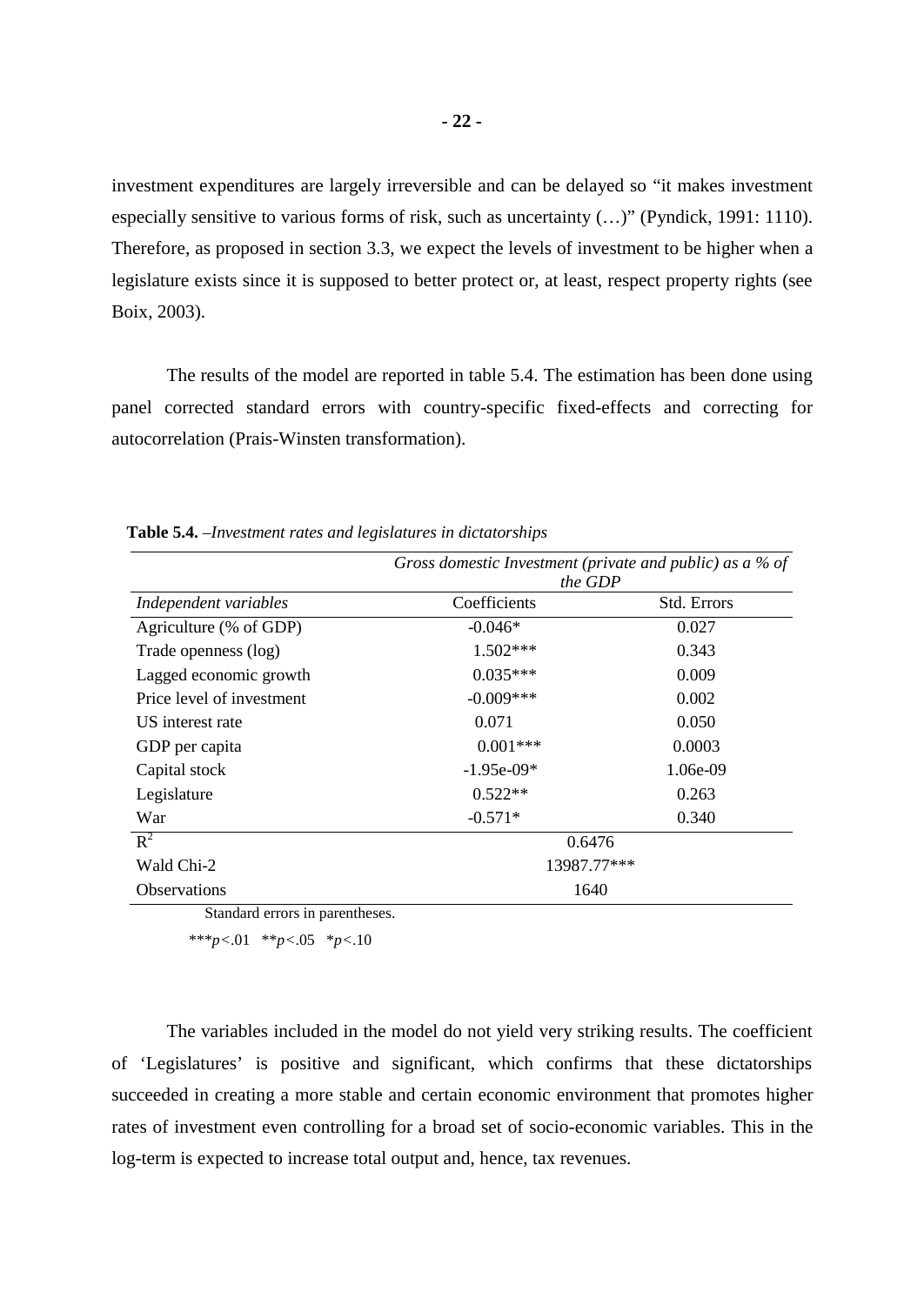investment expenditures are largely irreversible and can be delayed so "it makes investment especially sensitive to various forms of risk, such as uncertainty (…)" (Pyndick, 1991: 1110). Therefore, as proposed in section 3.3, we expect the levels of investment to be higher when a legislature exists since it is supposed to better protect or, at least, respect property rights (see Boix, 2003).

The results of the model are reported in table 5.4. The estimation has been done using panel corrected standard errors with country-specific fixed-effects and correcting for autocorrelation (Prais-Winsten transformation).

**Table 5.4.** –*Investment rates and legislatures in dictatorships*

| | *Gross domestic Investment (private and public) as a % of the GDP* | |
|---|---|---|
| *Independent variables* | Coefficients | Std. Errors |
| Agriculture (% of GDP) | -0.046* | 0.027 |
| Trade openness (log) | 1.502*** | 0.343 |
| Lagged economic growth | 0.035*** | 0.009 |
| Price level of investment | -0.009*** | 0.002 |
| US interest rate | 0.071 | 0.050 |
| GDP per capita | 0.001*** | 0.0003 |
| Capital stock | -1.95e-09* | 1.06e-09 |
| Legislature | 0.522** | 0.263 |
| War | -0.571* | 0.340 |
| $R^2$ | 0.6476 | |
| Wald Chi-2 | 13987.77*** | |
| Observations | 1640 | |

Standard errors in parentheses.

***$p$<.01 **$p$<.05 *$p$<.10

The variables included in the model do not yield very striking results. The coefficient of 'Legislatures' is positive and significant, which confirms that these dictatorships succeeded in creating a more stable and certain economic environment that promotes higher rates of investment even controlling for a broad set of socio-economic variables. This in the log-term is expected to increase total output and, hence, tax revenues.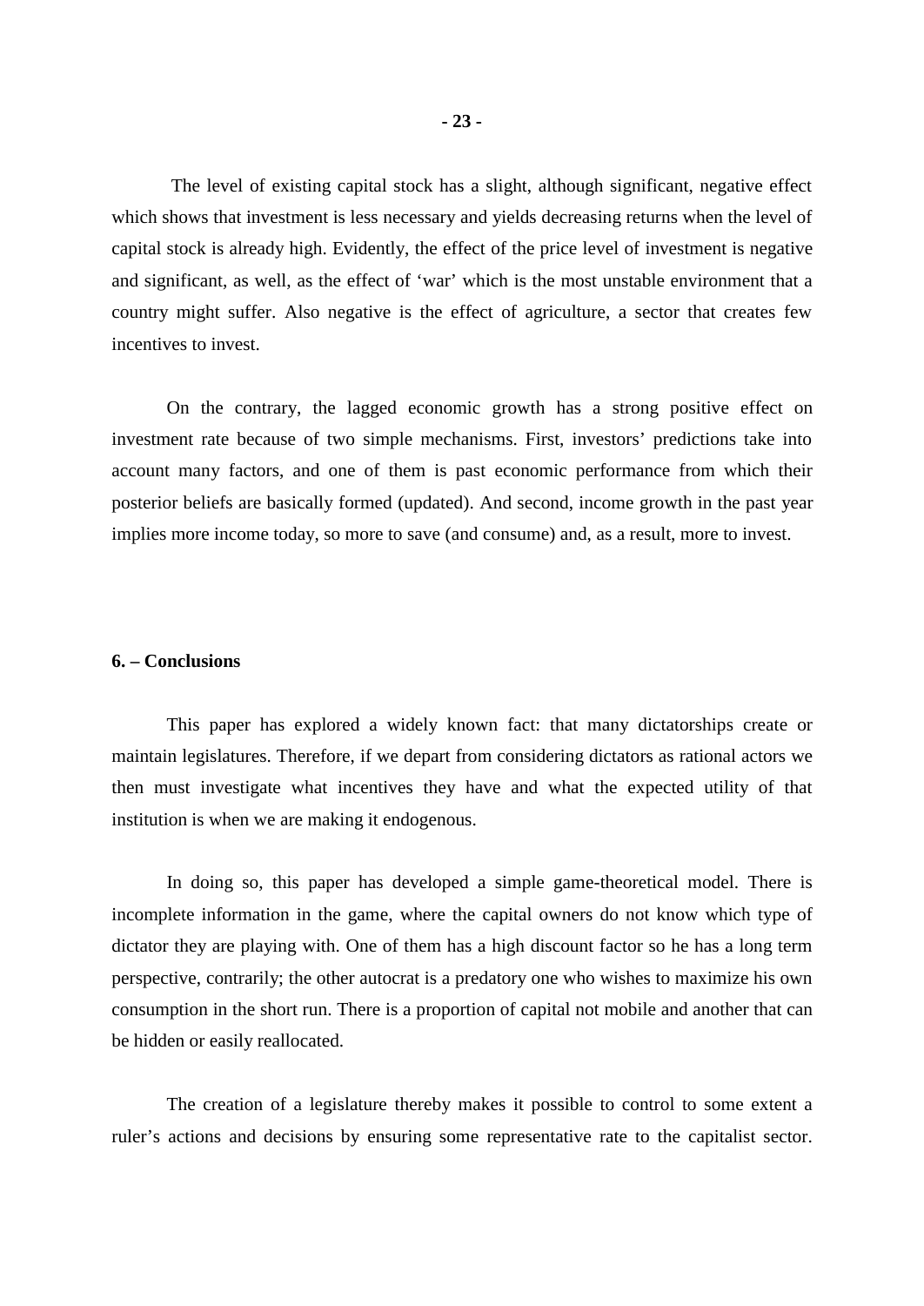The level of existing capital stock has a slight, although significant, negative effect which shows that investment is less necessary and yields decreasing returns when the level of capital stock is already high. Evidently, the effect of the price level of investment is negative and significant, as well, as the effect of 'war' which is the most unstable environment that a country might suffer. Also negative is the effect of agriculture, a sector that creates few incentives to invest.

On the contrary, the lagged economic growth has a strong positive effect on investment rate because of two simple mechanisms. First, investors' predictions take into account many factors, and one of them is past economic performance from which their posterior beliefs are basically formed (updated). And second, income growth in the past year implies more income today, so more to save (and consume) and, as a result, more to invest.

## 6. – Conclusions

This paper has explored a widely known fact: that many dictatorships create or maintain legislatures. Therefore, if we depart from considering dictators as rational actors we then must investigate what incentives they have and what the expected utility of that institution is when we are making it endogenous.

In doing so, this paper has developed a simple game-theoretical model. There is incomplete information in the game, where the capital owners do not know which type of dictator they are playing with. One of them has a high discount factor so he has a long term perspective, contrarily; the other autocrat is a predatory one who wishes to maximize his own consumption in the short run. There is a proportion of capital not mobile and another that can be hidden or easily reallocated.

The creation of a legislature thereby makes it possible to control to some extent a ruler's actions and decisions by ensuring some representative rate to the capitalist sector.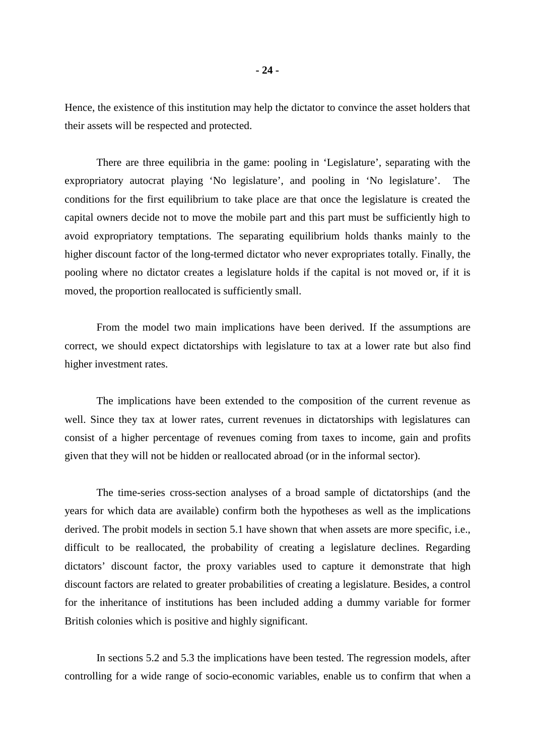Hence, the existence of this institution may help the dictator to convince the asset holders that their assets will be respected and protected.

There are three equilibria in the game: pooling in 'Legislature', separating with the expropriatory autocrat playing 'No legislature', and pooling in 'No legislature'. The conditions for the first equilibrium to take place are that once the legislature is created the capital owners decide not to move the mobile part and this part must be sufficiently high to avoid expropriatory temptations. The separating equilibrium holds thanks mainly to the higher discount factor of the long-termed dictator who never expropriates totally. Finally, the pooling where no dictator creates a legislature holds if the capital is not moved or, if it is moved, the proportion reallocated is sufficiently small.

From the model two main implications have been derived. If the assumptions are correct, we should expect dictatorships with legislature to tax at a lower rate but also find higher investment rates.

The implications have been extended to the composition of the current revenue as well. Since they tax at lower rates, current revenues in dictatorships with legislatures can consist of a higher percentage of revenues coming from taxes to income, gain and profits given that they will not be hidden or reallocated abroad (or in the informal sector).

The time-series cross-section analyses of a broad sample of dictatorships (and the years for which data are available) confirm both the hypotheses as well as the implications derived. The probit models in section 5.1 have shown that when assets are more specific, i.e., difficult to be reallocated, the probability of creating a legislature declines. Regarding dictators' discount factor, the proxy variables used to capture it demonstrate that high discount factors are related to greater probabilities of creating a legislature. Besides, a control for the inheritance of institutions has been included adding a dummy variable for former British colonies which is positive and highly significant.

In sections 5.2 and 5.3 the implications have been tested. The regression models, after controlling for a wide range of socio-economic variables, enable us to confirm that when a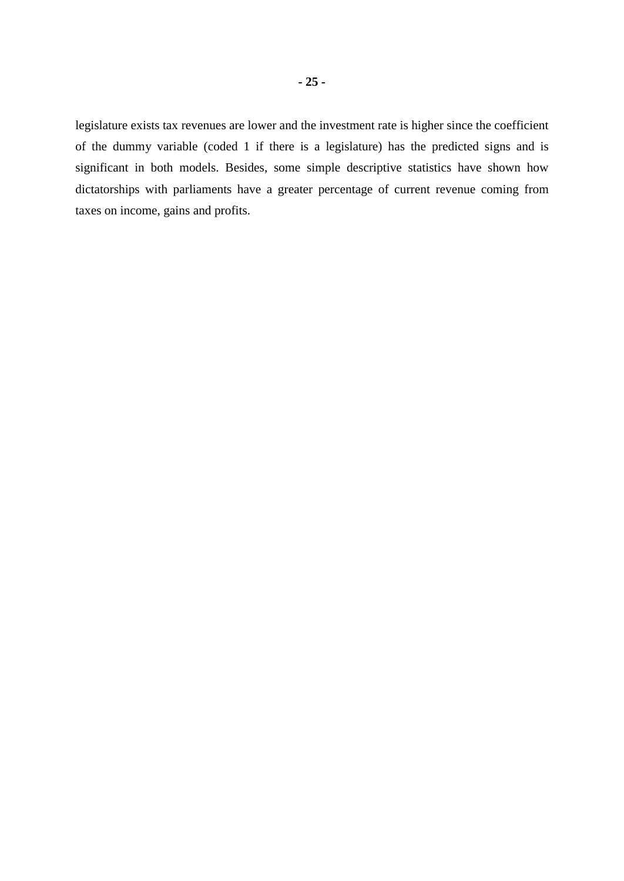legislature exists tax revenues are lower and the investment rate is higher since the coefficient of the dummy variable (coded 1 if there is a legislature) has the predicted signs and is significant in both models. Besides, some simple descriptive statistics have shown how dictatorships with parliaments have a greater percentage of current revenue coming from taxes on income, gains and profits.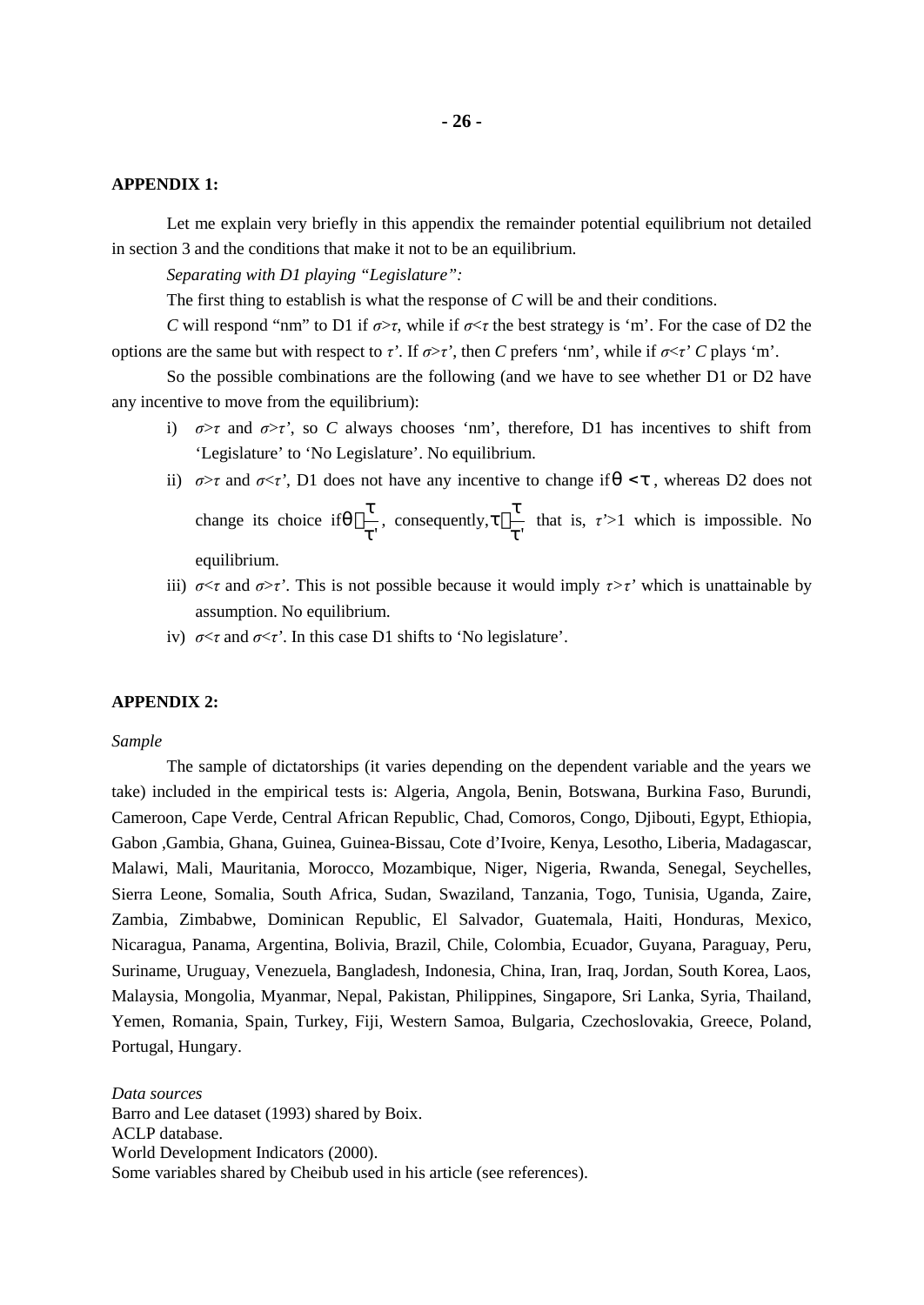## APPENDIX 1:

Let me explain very briefly in this appendix the remainder potential equilibrium not detailed in section 3 and the conditions that make it not to be an equilibrium.

*Separating with D1 playing "Legislature":*

The first thing to establish is what the response of *C* will be and their conditions.

*C* will respond "nm" to D1 if $\sigma>\tau$, while if $\sigma<\tau$ the best strategy is 'm'. For the case of D2 the options are the same but with respect to $\tau'$. If $\sigma>\tau'$, then *C* prefers 'nm', while if $\sigma<\tau'$ *C* plays 'm'.

So the possible combinations are the following (and we have to see whether D1 or D2 have any incentive to move from the equilibrium):

i) $\sigma>\tau$ and $\sigma>\tau'$, so *C* always chooses 'nm', therefore, D1 has incentives to shift from 'Legislature' to 'No Legislature'. No equilibrium.

ii) $\sigma>\tau$ and $\sigma<\tau'$, D1 does not have any incentive to change if $\theta<\tau$, whereas D2 does not change its choice if $\theta > \frac{\tau}{\tau'}$, consequently, $\tau > \frac{\tau}{\tau'}$ that is, $\tau'>1$ which is impossible. No equilibrium.

iii) $\sigma<\tau$ and $\sigma>\tau'$. This is not possible because it would imply $\tau>\tau'$ which is unattainable by assumption. No equilibrium.

iv) $\sigma<\tau$ and $\sigma<\tau'$. In this case D1 shifts to 'No legislature'.

## APPENDIX 2:

*Sample*

The sample of dictatorships (it varies depending on the dependent variable and the years we take) included in the empirical tests is: Algeria, Angola, Benin, Botswana, Burkina Faso, Burundi, Cameroon, Cape Verde, Central African Republic, Chad, Comoros, Congo, Djibouti, Egypt, Ethiopia, Gabon ,Gambia, Ghana, Guinea, Guinea-Bissau, Cote d'Ivoire, Kenya, Lesotho, Liberia, Madagascar, Malawi, Mali, Mauritania, Morocco, Mozambique, Niger, Nigeria, Rwanda, Senegal, Seychelles, Sierra Leone, Somalia, South Africa, Sudan, Swaziland, Tanzania, Togo, Tunisia, Uganda, Zaire, Zambia, Zimbabwe, Dominican Republic, El Salvador, Guatemala, Haiti, Honduras, Mexico, Nicaragua, Panama, Argentina, Bolivia, Brazil, Chile, Colombia, Ecuador, Guyana, Paraguay, Peru, Suriname, Uruguay, Venezuela, Bangladesh, Indonesia, China, Iran, Iraq, Jordan, South Korea, Laos, Malaysia, Mongolia, Myanmar, Nepal, Pakistan, Philippines, Singapore, Sri Lanka, Syria, Thailand, Yemen, Romania, Spain, Turkey, Fiji, Western Samoa, Bulgaria, Czechoslovakia, Greece, Poland, Portugal, Hungary.

*Data sources*

Barro and Lee dataset (1993) shared by Boix.  
ACLP database.  
World Development Indicators (2000).  
Some variables shared by Cheibub used in his article (see references).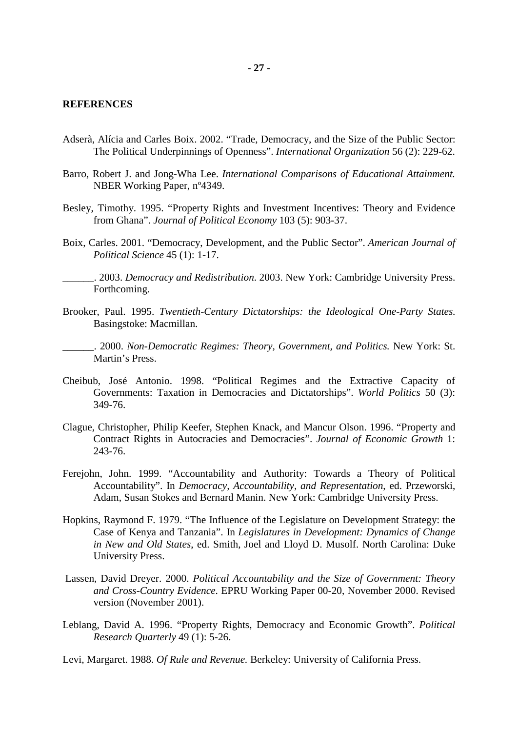**REFERENCES**

Adserà, Alícia and Carles Boix. 2002. "Trade, Democracy, and the Size of the Public Sector: The Political Underpinnings of Openness". *International Organization* 56 (2): 229-62.

Barro, Robert J. and Jong-Wha Lee. *International Comparisons of Educational Attainment.* NBER Working Paper, nº4349.

Besley, Timothy. 1995. "Property Rights and Investment Incentives: Theory and Evidence from Ghana". *Journal of Political Economy* 103 (5): 903-37.

Boix, Carles. 2001. "Democracy, Development, and the Public Sector". *American Journal of Political Science* 45 (1): 1-17.

______. 2003. *Democracy and Redistribution*. 2003. New York: Cambridge University Press. Forthcoming.

Brooker, Paul. 1995. *Twentieth-Century Dictatorships: the Ideological One-Party States.* Basingstoke: Macmillan.

______. 2000. *Non-Democratic Regimes: Theory, Government, and Politics.* New York: St. Martin's Press.

Cheibub, José Antonio. 1998. "Political Regimes and the Extractive Capacity of Governments: Taxation in Democracies and Dictatorships". *World Politics* 50 (3): 349-76.

Clague, Christopher, Philip Keefer, Stephen Knack, and Mancur Olson. 1996. "Property and Contract Rights in Autocracies and Democracies". *Journal of Economic Growth* 1: 243-76.

Ferejohn, John. 1999. "Accountability and Authority: Towards a Theory of Political Accountability". In *Democracy, Accountability, and Representation*, ed. Przeworski, Adam, Susan Stokes and Bernard Manin. New York: Cambridge University Press.

Hopkins, Raymond F. 1979. "The Influence of the Legislature on Development Strategy: the Case of Kenya and Tanzania". In *Legislatures in Development: Dynamics of Change in New and Old States*, ed. Smith, Joel and Lloyd D. Musolf. North Carolina: Duke University Press.

Lassen, David Dreyer. 2000. *Political Accountability and the Size of Government: Theory and Cross-Country Evidence*. EPRU Working Paper 00-20, November 2000. Revised version (November 2001).

Leblang, David A. 1996. "Property Rights, Democracy and Economic Growth". *Political Research Quarterly* 49 (1): 5-26.

Levi, Margaret. 1988. *Of Rule and Revenue.* Berkeley: University of California Press.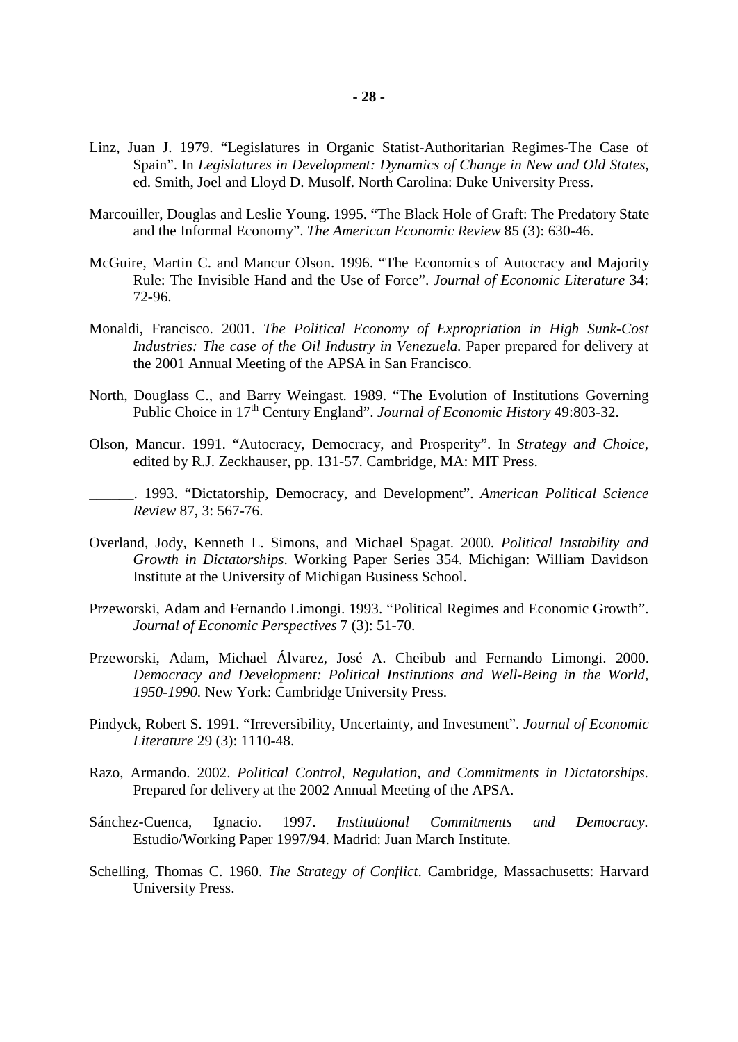Linz, Juan J. 1979. "Legislatures in Organic Statist-Authoritarian Regimes-The Case of Spain". In *Legislatures in Development: Dynamics of Change in New and Old States*, ed. Smith, Joel and Lloyd D. Musolf. North Carolina: Duke University Press.

Marcouiller, Douglas and Leslie Young. 1995. "The Black Hole of Graft: The Predatory State and the Informal Economy". *The American Economic Review* 85 (3): 630-46.

McGuire, Martin C. and Mancur Olson. 1996. "The Economics of Autocracy and Majority Rule: The Invisible Hand and the Use of Force". *Journal of Economic Literature* 34: 72-96.

Monaldi, Francisco. 2001. *The Political Economy of Expropriation in High Sunk-Cost Industries: The case of the Oil Industry in Venezuela.* Paper prepared for delivery at the 2001 Annual Meeting of the APSA in San Francisco.

North, Douglass C., and Barry Weingast. 1989. "The Evolution of Institutions Governing Public Choice in 17th Century England". *Journal of Economic History* 49:803-32.

Olson, Mancur. 1991. "Autocracy, Democracy, and Prosperity". In *Strategy and Choice*, edited by R.J. Zeckhauser, pp. 131-57. Cambridge, MA: MIT Press.

______. 1993. "Dictatorship, Democracy, and Development". *American Political Science Review* 87, 3: 567-76.

Overland, Jody, Kenneth L. Simons, and Michael Spagat. 2000. *Political Instability and Growth in Dictatorships*. Working Paper Series 354. Michigan: William Davidson Institute at the University of Michigan Business School.

Przeworski, Adam and Fernando Limongi. 1993. "Political Regimes and Economic Growth". *Journal of Economic Perspectives* 7 (3): 51-70.

Przeworski, Adam, Michael Álvarez, José A. Cheibub and Fernando Limongi. 2000. *Democracy and Development: Political Institutions and Well-Being in the World, 1950-1990.* New York: Cambridge University Press.

Pindyck, Robert S. 1991. "Irreversibility, Uncertainty, and Investment". *Journal of Economic Literature* 29 (3): 1110-48.

Razo, Armando. 2002. *Political Control, Regulation, and Commitments in Dictatorships.* Prepared for delivery at the 2002 Annual Meeting of the APSA.

Sánchez-Cuenca, Ignacio. 1997. *Institutional Commitments and Democracy.* Estudio/Working Paper 1997/94. Madrid: Juan March Institute.

Schelling, Thomas C. 1960. *The Strategy of Conflict*. Cambridge, Massachusetts: Harvard University Press.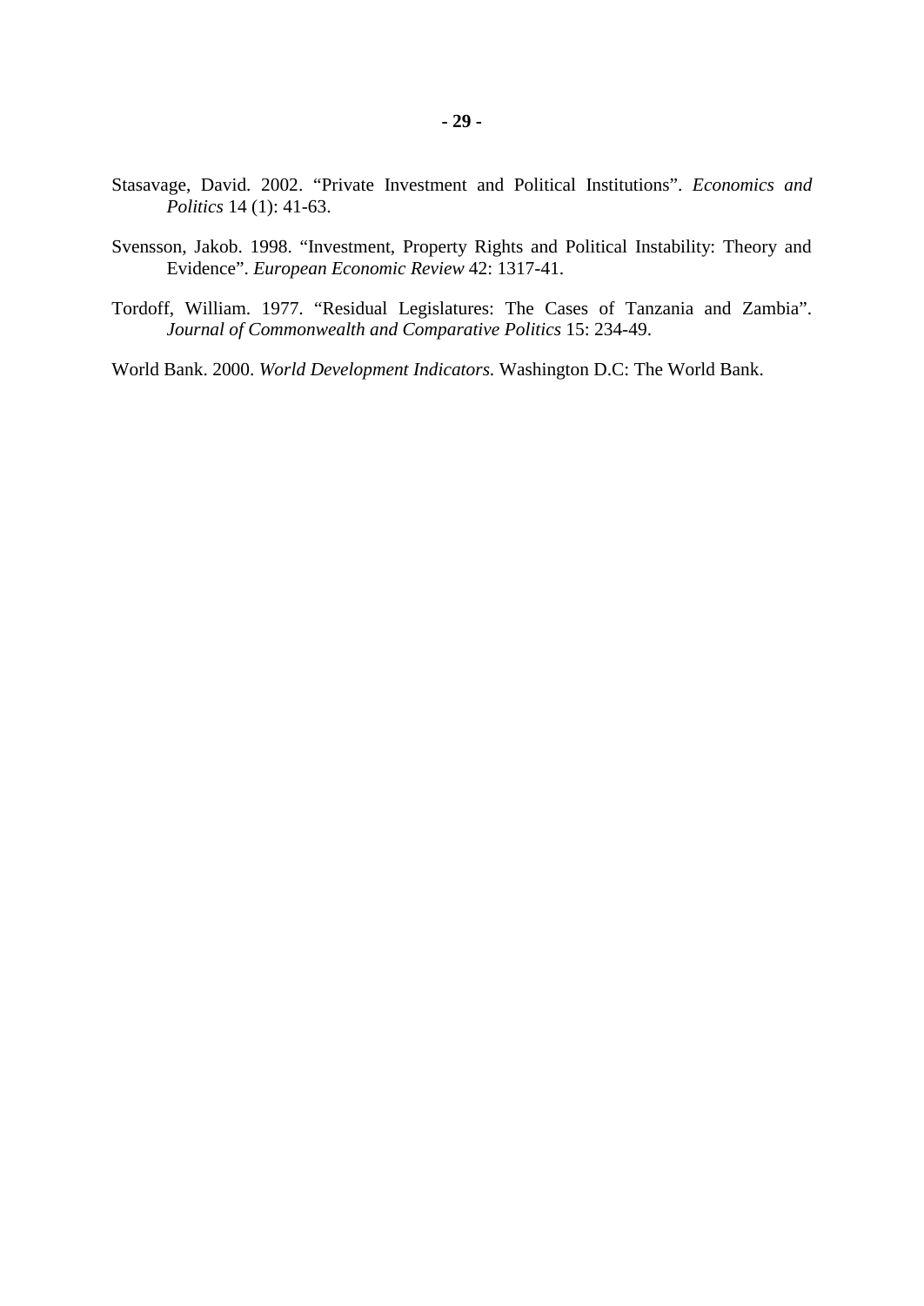Stasavage, David. 2002. “Private Investment and Political Institutions”. *Economics and Politics* 14 (1): 41-63.

Svensson, Jakob. 1998. “Investment, Property Rights and Political Instability: Theory and Evidence”. *European Economic Review* 42: 1317-41.

Tordoff, William. 1977. “Residual Legislatures: The Cases of Tanzania and Zambia”. *Journal of Commonwealth and Comparative Politics* 15: 234-49.

World Bank. 2000. *World Development Indicators.* Washington D.C: The World Bank.